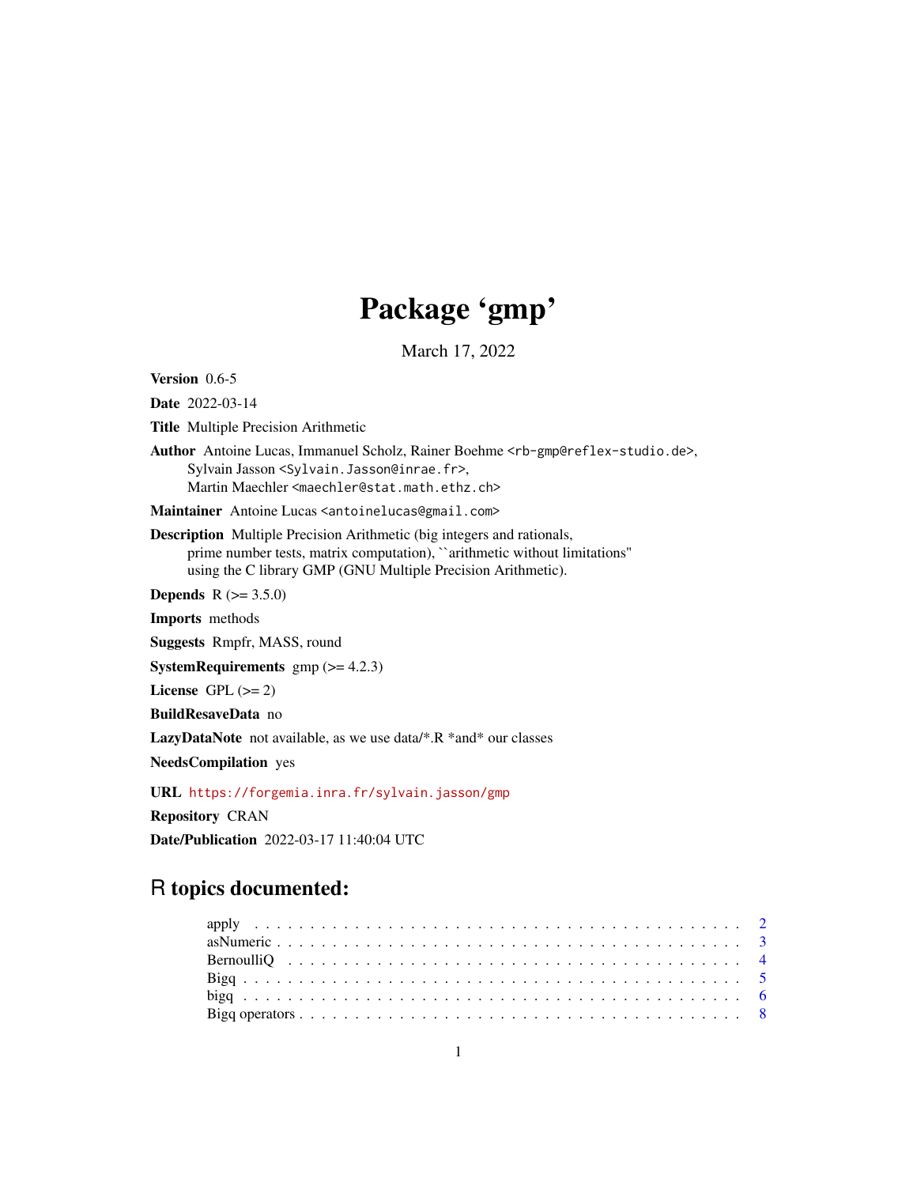# Package 'gmp'

March 17, 2022

**Version** 0.6-5

**Date** 2022-03-14

**Title** Multiple Precision Arithmetic

**Author** Antoine Lucas, Immanuel Scholz, Rainer Boehme <rb-gmp@reflex-studio.de>, Sylvain Jasson <Sylvain.Jasson@inrae.fr>, Martin Maechler <maechler@stat.math.ethz.ch>

**Maintainer** Antoine Lucas <antoinelucas@gmail.com>

**Description** Multiple Precision Arithmetic (big integers and rationals, prime number tests, matrix computation), ``arithmetic without limitations'' using the C library GMP (GNU Multiple Precision Arithmetic).

**Depends** R (>= 3.5.0)

**Imports** methods

**Suggests** Rmpfr, MASS, round

**SystemRequirements** gmp (>= 4.2.3)

**License** GPL (>= 2)

**BuildResaveData** no

**LazyDataNote** not available, as we use data/*.R *and* our classes

**NeedsCompilation** yes

**URL** https://forgemia.inra.fr/sylvain.jasson/gmp

**Repository** CRAN

**Date/Publication** 2022-03-17 11:40:04 UTC

## R topics documented:

| | |
|---|---|
| apply | 2 |
| asNumeric | 3 |
| BernoulliQ | 4 |
| Bigq | 5 |
| bigq | 6 |
| Bigq operators | 8 |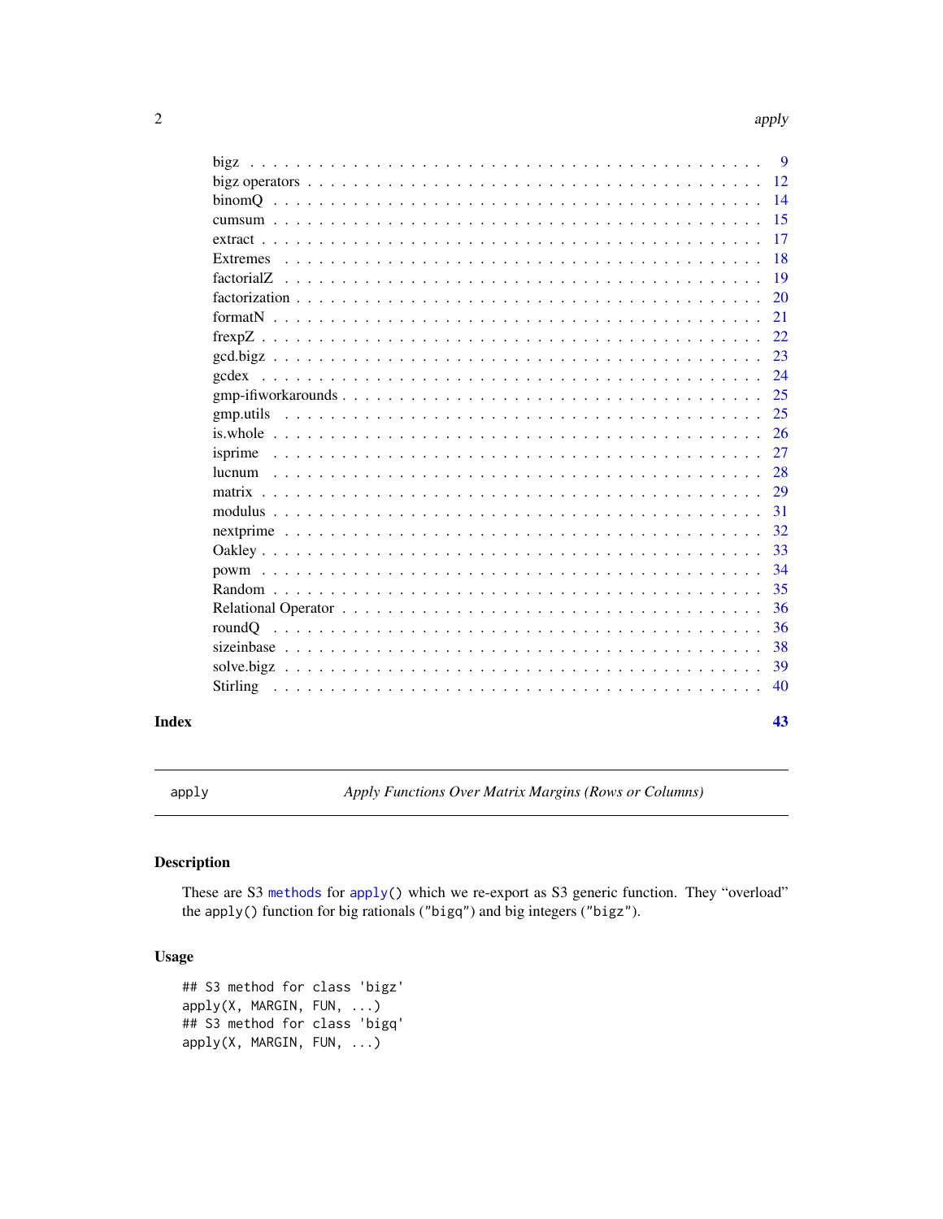| | |
|---|---|
| bigz | 9 |
| bigz operators | 12 |
| binomQ | 14 |
| cumsum | 15 |
| extract | 17 |
| Extremes | 18 |
| factorialZ | 19 |
| factorization | 20 |
| formatN | 21 |
| frexpZ | 22 |
| gcd.bigz | 23 |
| gcdex | 24 |
| gmp-ifiworkarounds | 25 |
| gmp.utils | 25 |
| is.whole | 26 |
| isprime | 27 |
| lucnum | 28 |
| matrix | 29 |
| modulus | 31 |
| nextprime | 32 |
| Oakley | 33 |
| powm | 34 |
| Random | 35 |
| Relational Operator | 36 |
| roundQ | 36 |
| sizeinbase | 38 |
| solve.bigz | 39 |
| Stirling | 40 |

**Index** **43**

---

apply — *Apply Functions Over Matrix Margins (Rows or Columns)*

---

## Description

These are S3 `methods` for `apply()` which we re-export as S3 generic function. They "overload" the `apply()` function for big rationals (`"bigq"`) and big integers (`"bigz"`).

## Usage

```
## S3 method for class 'bigz'
apply(X, MARGIN, FUN, ...)
## S3 method for class 'bigq'
apply(X, MARGIN, FUN, ...)
```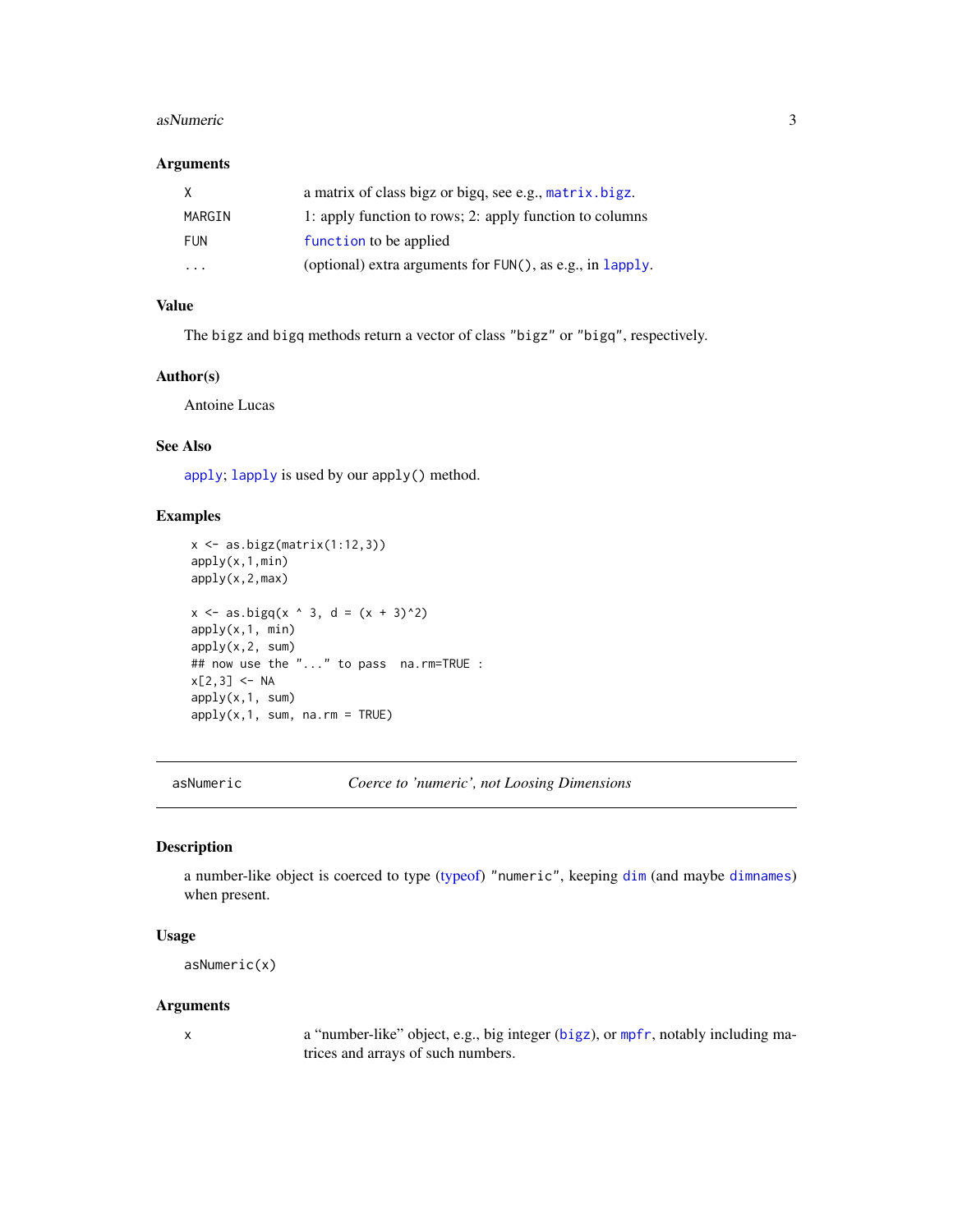## Arguments

| | |
|---|---|
| X | a matrix of class bigz or bigq, see e.g., `matrix.bigz`. |
| MARGIN | 1: apply function to rows; 2: apply function to columns |
| FUN | `function` to be applied |
| ... | (optional) extra arguments for `FUN()`, as e.g., in `lapply`. |

## Value

The `bigz` and `bigq` methods return a vector of class `"bigz"` or `"bigq"`, respectively.

## Author(s)

Antoine Lucas

## See Also

`apply`; `lapply` is used by our `apply()` method.

## Examples

```
x <- as.bigz(matrix(1:12,3))
apply(x,1,min)
apply(x,2,max)

x <- as.bigq(x ^ 3, d = (x + 3)^2)
apply(x,1, min)
apply(x,2, sum)
## now use the "..." to pass  na.rm=TRUE :
x[2,3] <- NA
apply(x,1, sum)
apply(x,1, sum, na.rm = TRUE)
```

---

# asNumeric — *Coerce to 'numeric', not Loosing Dimensions*

## Description

a number-like object is coerced to type (`typeof`) `"numeric"`, keeping `dim` (and maybe `dimnames`) when present.

## Usage

```
asNumeric(x)
```

## Arguments

| | |
|---|---|
| x | a "number-like" object, e.g., big integer (`bigz`), or `mpfr`, notably including matrices and arrays of such numbers. |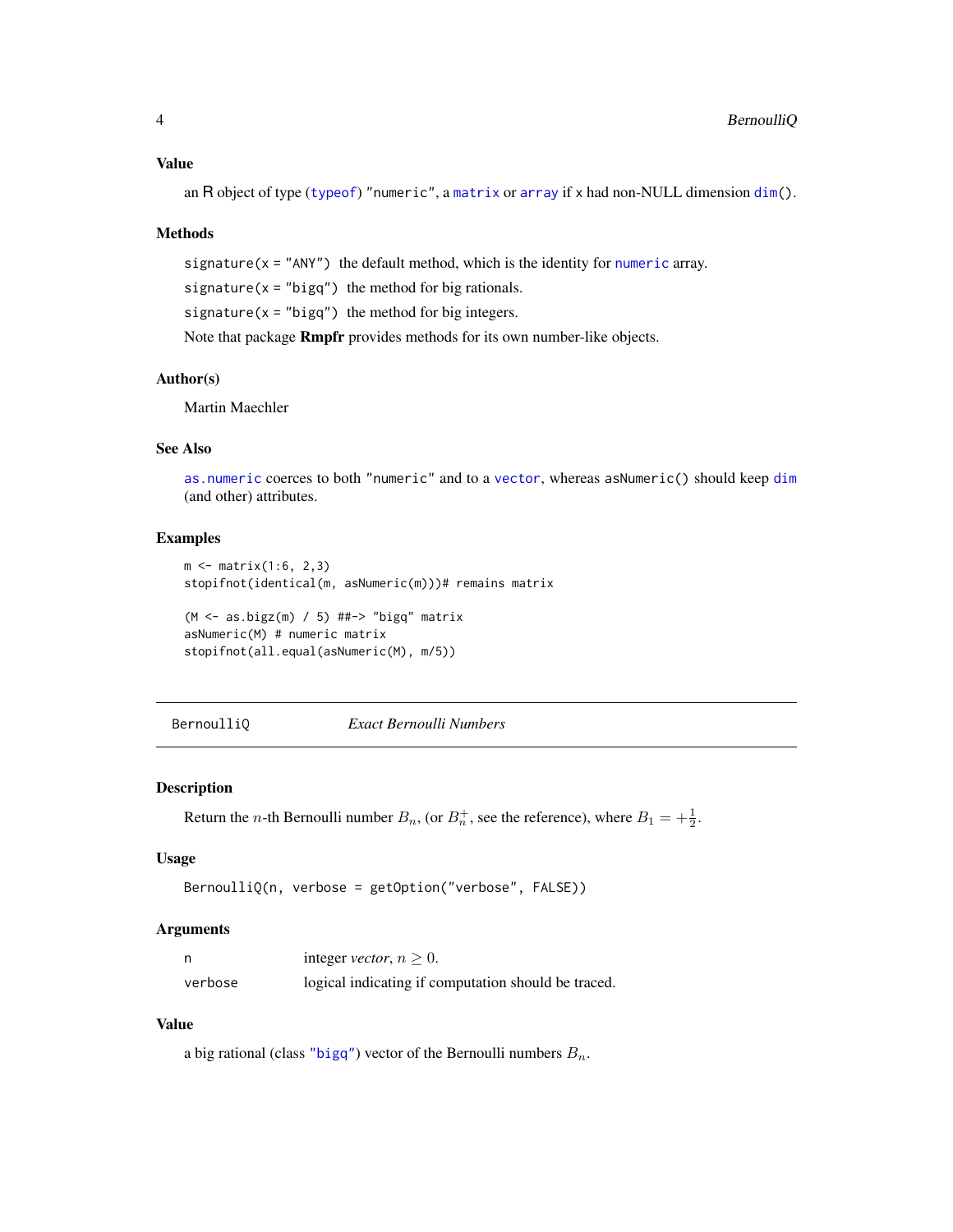### Value

an R object of type (`typeof`) "numeric", a `matrix` or `array` if `x` had non-NULL dimension `dim()`.

### Methods

`signature(x = "ANY")` the default method, which is the identity for `numeric` array.

`signature(x = "bigq")` the method for big rationals.

`signature(x = "bigq")` the method for big integers.

Note that package **Rmpfr** provides methods for its own number-like objects.

### Author(s)

Martin Maechler

### See Also

`as.numeric` coerces to both "numeric" and to a `vector`, whereas `asNumeric()` should keep `dim` (and other) attributes.

### Examples

```
m <- matrix(1:6, 2,3)
stopifnot(identical(m, asNumeric(m)))# remains matrix

(M <- as.bigz(m) / 5) ##-> "bigq" matrix
asNumeric(M) # numeric matrix
stopifnot(all.equal(asNumeric(M), m/5))
```

---

## BernoulliQ    *Exact Bernoulli Numbers*

---

### Description

Return the $n$-th Bernoulli number $B_n$, (or $B_n^+$, see the reference), where $B_1 = +\frac{1}{2}$.

### Usage

```
BernoulliQ(n, verbose = getOption("verbose", FALSE))
```

### Arguments

| | |
|---|---|
| `n` | integer *vector*, $n \geq 0$. |
| `verbose` | logical indicating if computation should be traced. |

### Value

a big rational (class "bigq") vector of the Bernoulli numbers $B_n$.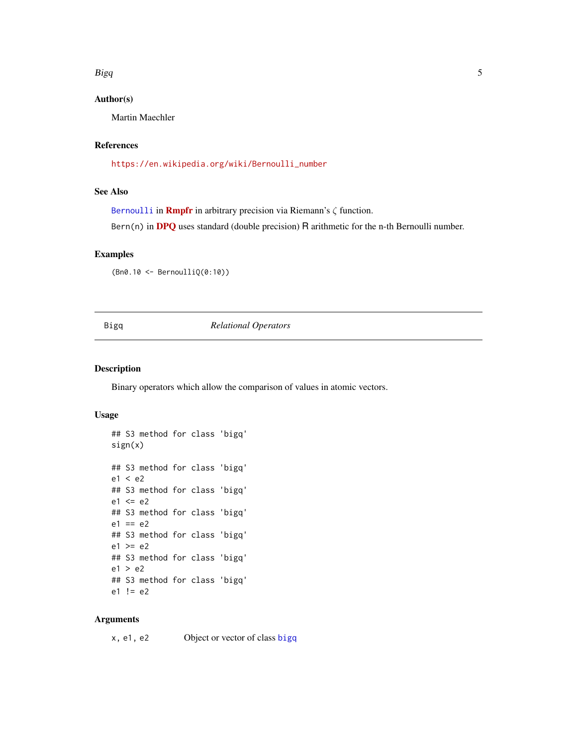### Author(s)

Martin Maechler

### References

https://en.wikipedia.org/wiki/Bernoulli_number

### See Also

Bernoulli in **Rmpfr** in arbitrary precision via Riemann's $\zeta$ function.

Bern(n) in **DPQ** uses standard (double precision) R arithmetic for the n-th Bernoulli number.

### Examples

```
(Bn0.10 <- BernoulliQ(0:10))
```

---

## Bigq — *Relational Operators*

---

### Description

Binary operators which allow the comparison of values in atomic vectors.

### Usage

```
## S3 method for class 'bigq'
sign(x)

## S3 method for class 'bigq'
e1 < e2
## S3 method for class 'bigq'
e1 <= e2
## S3 method for class 'bigq'
e1 == e2
## S3 method for class 'bigq'
e1 >= e2
## S3 method for class 'bigq'
e1 > e2
## S3 method for class 'bigq'
e1 != e2
```

### Arguments

| | |
|---|---|
| x, e1, e2 | Object or vector of class bigq |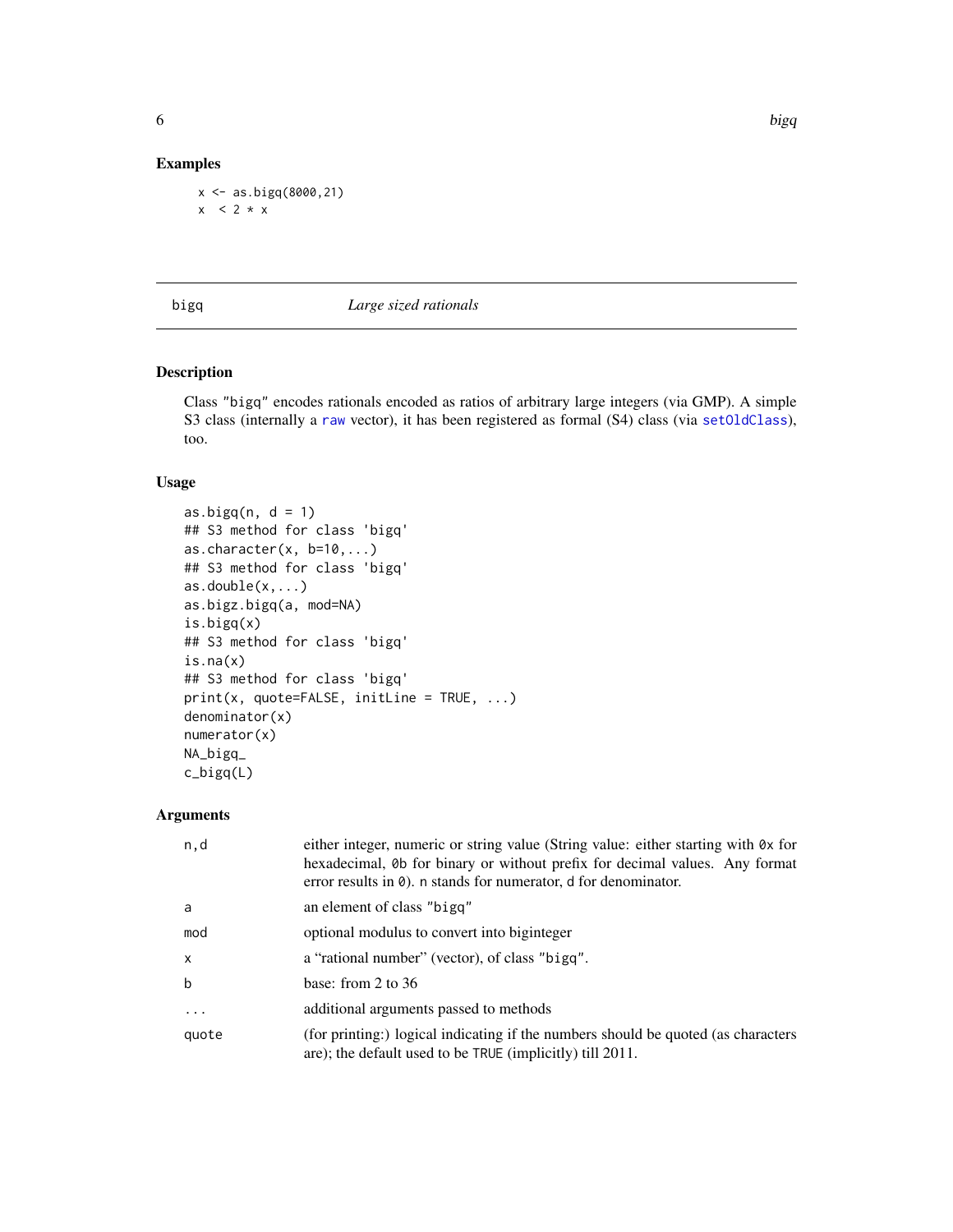## Examples

```
x <- as.bigq(8000,21)
x  < 2 * x
```

---

# bigq    *Large sized rationals*

## Description

Class "bigq" encodes rationals encoded as ratios of arbitrary large integers (via GMP). A simple S3 class (internally a raw vector), it has been registered as formal (S4) class (via setOldClass), too.

## Usage

```
as.bigq(n, d = 1)
## S3 method for class 'bigq'
as.character(x, b=10,...)
## S3 method for class 'bigq'
as.double(x,...)
as.bigz.bigq(a, mod=NA)
is.bigq(x)
## S3 method for class 'bigq'
is.na(x)
## S3 method for class 'bigq'
print(x, quote=FALSE, initLine = TRUE, ...)
denominator(x)
numerator(x)
NA_bigq_
c_bigq(L)
```

## Arguments

| | |
|---|---|
| n,d | either integer, numeric or string value (String value: either starting with `0x` for hexadecimal, `0b` for binary or without prefix for decimal values. Any format error results in `0`). `n` stands for numerator, `d` for denominator. |
| a | an element of class "bigq" |
| mod | optional modulus to convert into biginteger |
| x | a "rational number" (vector), of class "bigq". |
| b | base: from 2 to 36 |
| ... | additional arguments passed to methods |
| quote | (for printing:) logical indicating if the numbers should be quoted (as characters are); the default used to be `TRUE` (implicitly) till 2011. |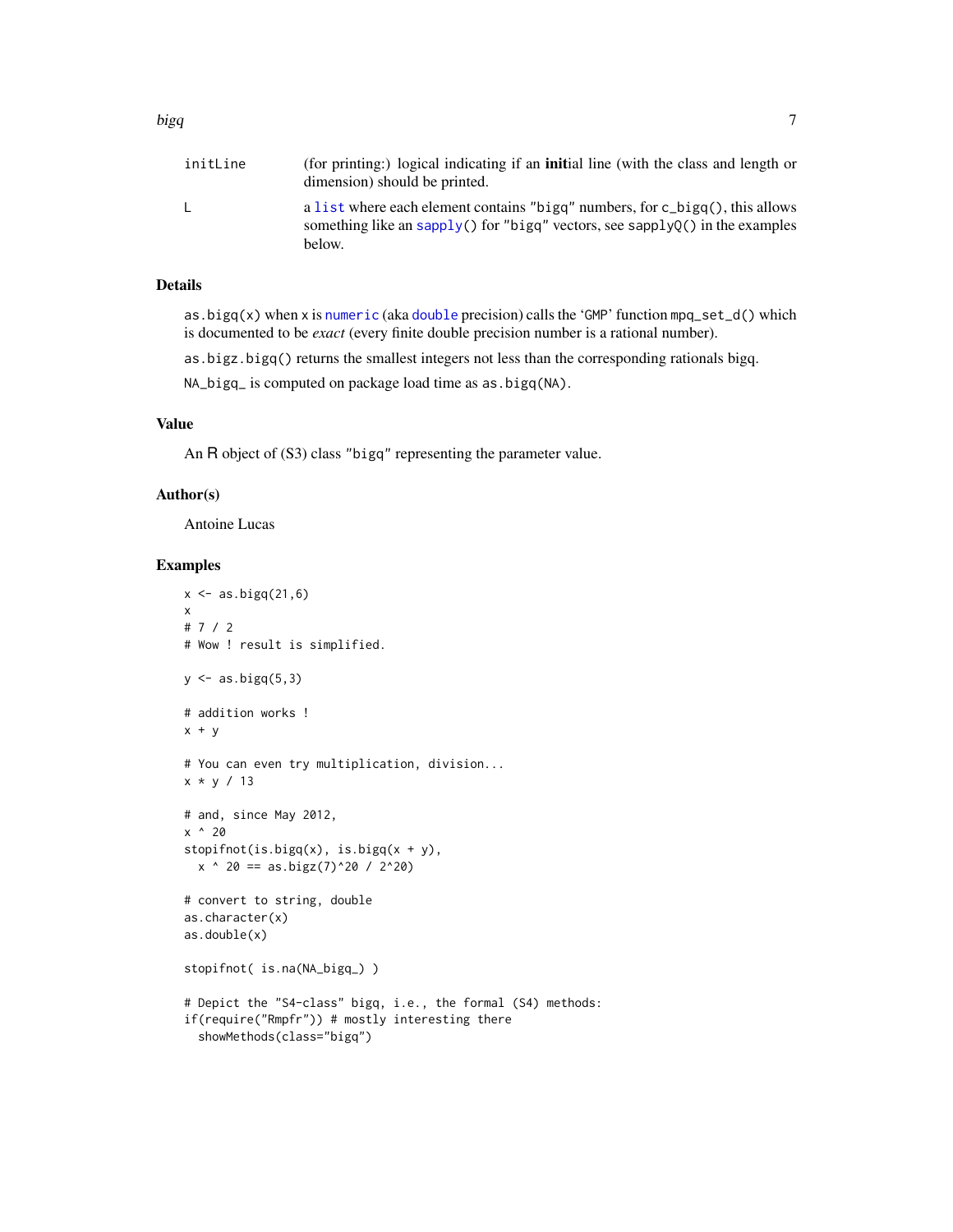| | |
|---|---|
| initLine | (for printing:) logical indicating if an **init**ial line (with the class and length or dimension) should be printed. |
| L | a list where each element contains "bigq" numbers, for c_bigq(), this allows something like an sapply() for "bigq" vectors, see sapplyQ() in the examples below. |

## Details

as.bigq(x) when x is numeric (aka double precision) calls the 'GMP' function mpq_set_d() which is documented to be *exact* (every finite double precision number is a rational number).

as.bigz.bigq() returns the smallest integers not less than the corresponding rationals bigq.

NA_bigq_ is computed on package load time as as.bigq(NA).

## Value

An R object of (S3) class "bigq" representing the parameter value.

## Author(s)

Antoine Lucas

## Examples

```
x <- as.bigq(21,6)
x
# 7 / 2
# Wow ! result is simplified.

y <- as.bigq(5,3)

# addition works !
x + y

# You can even try multiplication, division...
x * y / 13

# and, since May 2012,
x ^ 20
stopifnot(is.bigq(x), is.bigq(x + y),
  x ^ 20 == as.bigz(7)^20 / 2^20)

# convert to string, double
as.character(x)
as.double(x)

stopifnot( is.na(NA_bigq_) )

# Depict the "S4-class" bigq, i.e., the formal (S4) methods:
if(require("Rmpfr")) # mostly interesting there
  showMethods(class="bigq")
```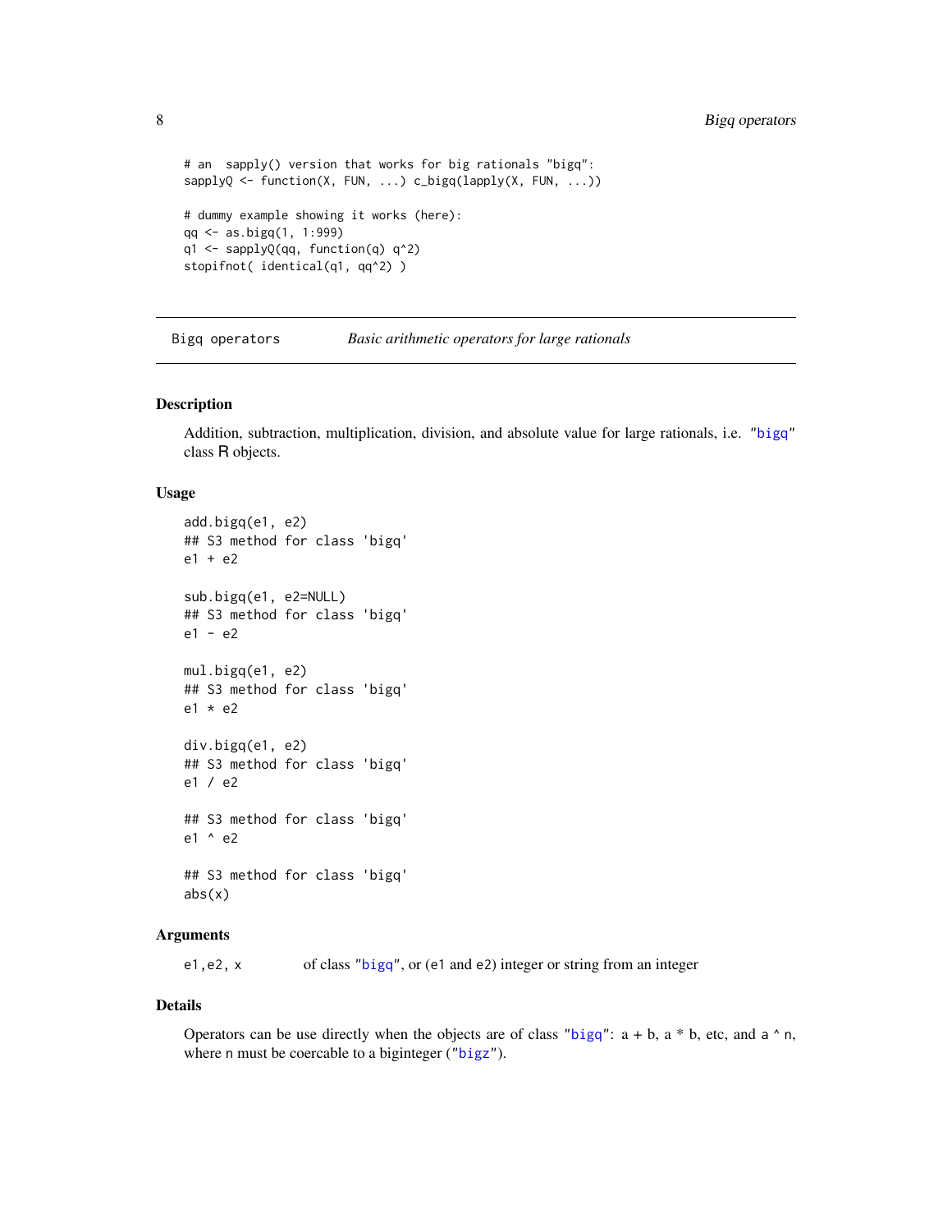```
# an  sapply() version that works for big rationals "bigq":
sapplyQ <- function(X, FUN, ...) c_bigq(lapply(X, FUN, ...))

# dummy example showing it works (here):
qq <- as.bigq(1, 1:999)
q1 <- sapplyQ(qq, function(q) q^2)
stopifnot( identical(q1, qq^2) )
```

---

Bigq operators          *Basic arithmetic operators for large rationals*

---

## Description

Addition, subtraction, multiplication, division, and absolute value for large rationals, i.e. "bigq" class R objects.

## Usage

```
add.bigq(e1, e2)
## S3 method for class 'bigq'
e1 + e2

sub.bigq(e1, e2=NULL)
## S3 method for class 'bigq'
e1 - e2

mul.bigq(e1, e2)
## S3 method for class 'bigq'
e1 * e2

div.bigq(e1, e2)
## S3 method for class 'bigq'
e1 / e2

## S3 method for class 'bigq'
e1 ^ e2

## S3 method for class 'bigq'
abs(x)
```

## Arguments

| | |
|---|---|
| e1,e2, x | of class "bigq", or (e1 and e2) integer or string from an integer |

## Details

Operators can be use directly when the objects are of class "bigq": a + b, a * b, etc, and a ^ n, where n must be coercable to a biginteger ("bigz").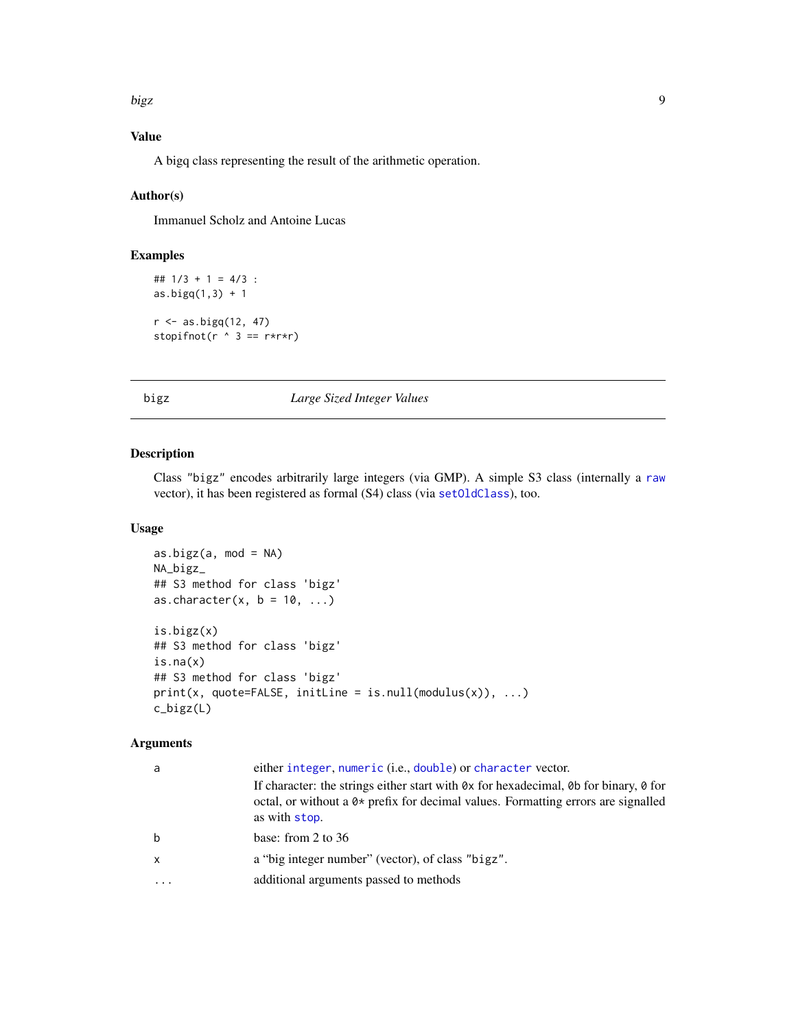### Value

A bigq class representing the result of the arithmetic operation.

### Author(s)

Immanuel Scholz and Antoine Lucas

### Examples

```
## 1/3 + 1 = 4/3 :
as.bigq(1,3) + 1

r <- as.bigq(12, 47)
stopifnot(r ^ 3 == r*r*r)
```

---

## bigz — *Large Sized Integer Values*

---

### Description

Class "bigz" encodes arbitrarily large integers (via GMP). A simple S3 class (internally a raw vector), it has been registered as formal (S4) class (via setOldClass), too.

### Usage

```
as.bigz(a, mod = NA)
NA_bigz_
## S3 method for class 'bigz'
as.character(x, b = 10, ...)

is.bigz(x)
## S3 method for class 'bigz'
is.na(x)
## S3 method for class 'bigz'
print(x, quote=FALSE, initLine = is.null(modulus(x)), ...)
c_bigz(L)
```

### Arguments

| | |
|---|---|
| a | either integer, numeric (i.e., double) or character vector. If character: the strings either start with 0x for hexadecimal, 0b for binary, 0 for octal, or without a 0* prefix for decimal values. Formatting errors are signalled as with stop. |
| b | base: from 2 to 36 |
| x | a "big integer number" (vector), of class "bigz". |
| ... | additional arguments passed to methods |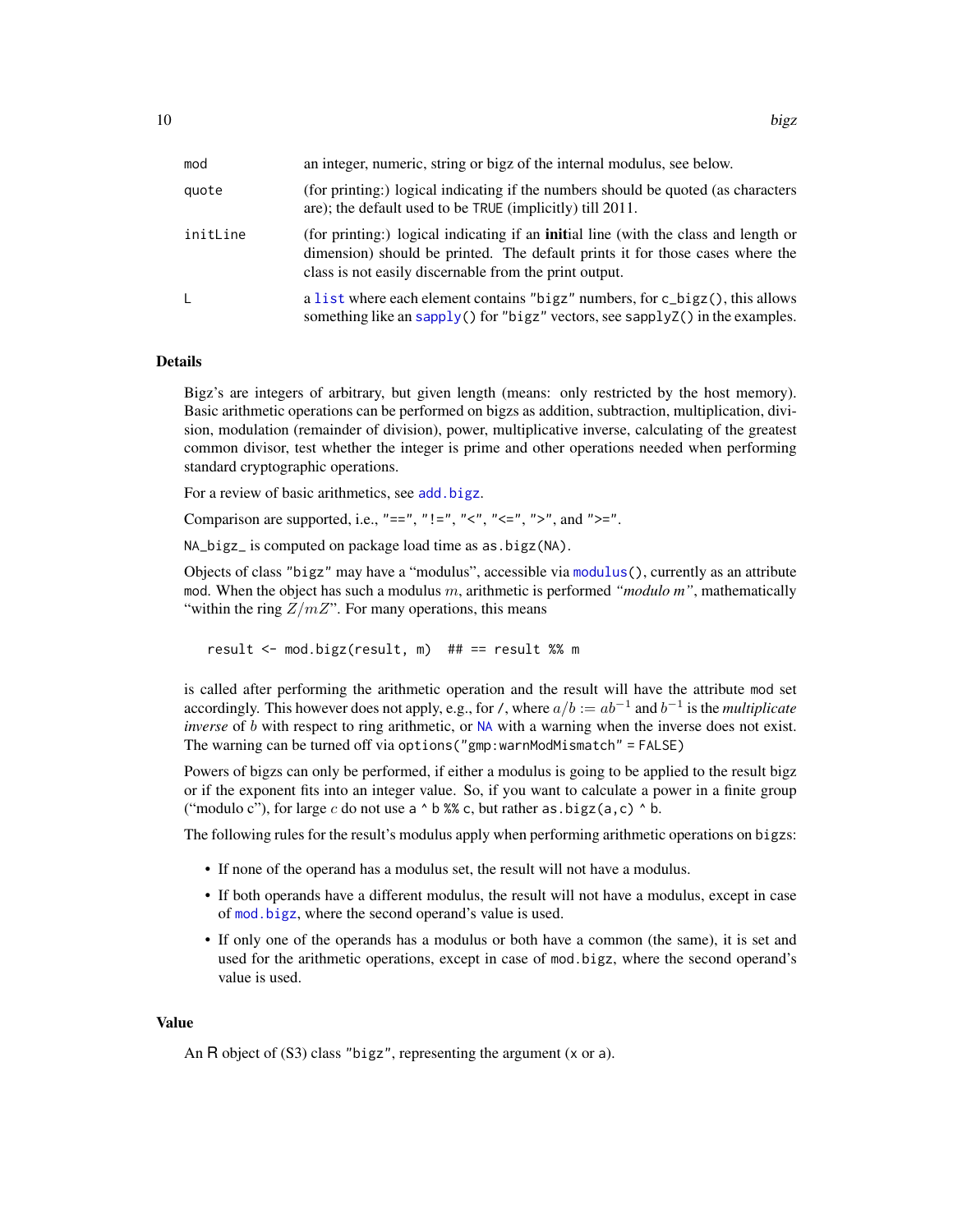| | |
|---|---|
| mod | an integer, numeric, string or bigz of the internal modulus, see below. |
| quote | (for printing:) logical indicating if the numbers should be quoted (as characters are); the default used to be TRUE (implicitly) till 2011. |
| initLine | (for printing:) logical indicating if an **init**ial line (with the class and length or dimension) should be printed. The default prints it for those cases where the class is not easily discernable from the print output. |
| L | a list where each element contains "bigz" numbers, for c_bigz(), this allows something like an sapply() for "bigz" vectors, see sapplyZ() in the examples. |

## Details

Bigz's are integers of arbitrary, but given length (means: only restricted by the host memory). Basic arithmetic operations can be performed on bigzs as addition, subtraction, multiplication, division, modulation (remainder of division), power, multiplicative inverse, calculating of the greatest common divisor, test whether the integer is prime and other operations needed when performing standard cryptographic operations.

For a review of basic arithmetics, see add.bigz.

Comparison are supported, i.e., "==", "!=", "<", "<=", ">", and ">=".

NA_bigz_ is computed on package load time as as.bigz(NA).

Objects of class "bigz" may have a "modulus", accessible via modulus(), currently as an attribute mod. When the object has such a modulus $m$, arithmetic is performed *"modulo m"*, mathematically "within the ring $Z/mZ$". For many operations, this means

```
result <- mod.bigz(result, m)  ## == result %% m
```

is called after performing the arithmetic operation and the result will have the attribute mod set accordingly. This however does not apply, e.g., for /, where $a/b := ab^{-1}$ and $b^{-1}$ is the *multiplicate inverse* of $b$ with respect to ring arithmetic, or NA with a warning when the inverse does not exist. The warning can be turned off via options("gmp:warnModMismatch" = FALSE)

Powers of bigzs can only be performed, if either a modulus is going to be applied to the result bigz or if the exponent fits into an integer value. So, if you want to calculate a power in a finite group ("modulo c"), for large $c$ do not use a ^ b %% c, but rather as.bigz(a,c) ^ b.

The following rules for the result's modulus apply when performing arithmetic operations on bigzs:

- If none of the operand has a modulus set, the result will not have a modulus.
- If both operands have a different modulus, the result will not have a modulus, except in case of mod.bigz, where the second operand's value is used.
- If only one of the operands has a modulus or both have a common (the same), it is set and used for the arithmetic operations, except in case of mod.bigz, where the second operand's value is used.

## Value

An R object of (S3) class "bigz", representing the argument (x or a).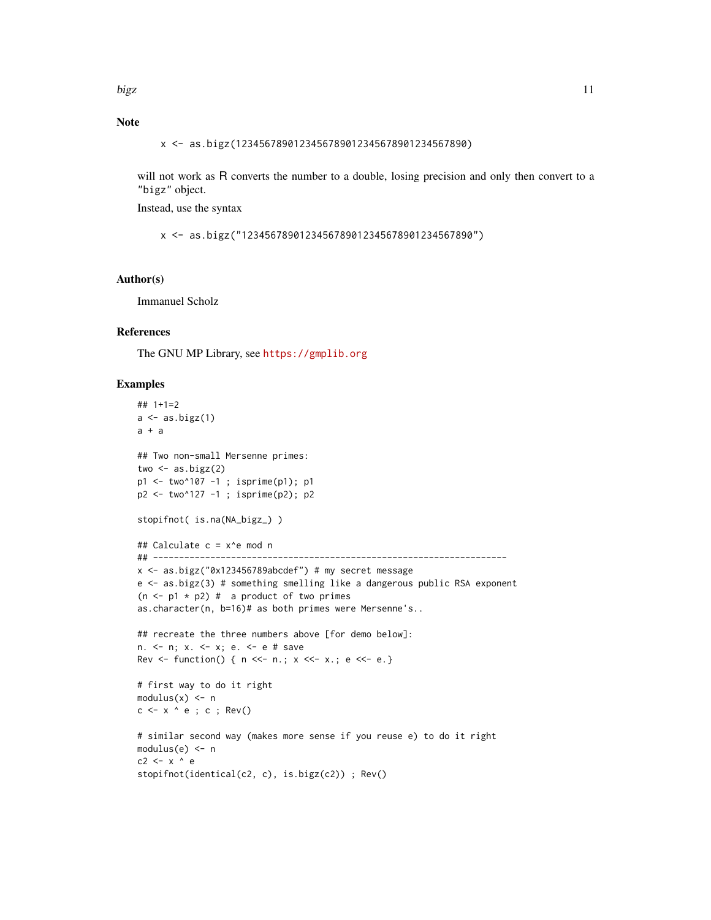### Note

```
x <- as.bigz(1234567890123456789012345678901234567890)
```

will not work as R converts the number to a double, losing precision and only then convert to a "bigz" object.

Instead, use the syntax

```
x <- as.bigz("1234567890123456789012345678901234567890")
```

### Author(s)

Immanuel Scholz

### References

The GNU MP Library, see https://gmplib.org

### Examples

```
## 1+1=2
a <- as.bigz(1)
a + a

## Two non-small Mersenne primes:
two <- as.bigz(2)
p1 <- two^107 -1 ; isprime(p1); p1
p2 <- two^127 -1 ; isprime(p2); p2

stopifnot( is.na(NA_bigz_) )

## Calculate c = x^e mod n
## --------------------------------------------------------------------
x <- as.bigz("0x123456789abcdef") # my secret message
e <- as.bigz(3) # something smelling like a dangerous public RSA exponent
(n <- p1 * p2) #  a product of two primes
as.character(n, b=16)# as both primes were Mersenne's..

## recreate the three numbers above [for demo below]:
n. <- n; x. <- x; e. <- e # save
Rev <- function() { n <<- n.; x <<- x.; e <<- e.}

# first way to do it right
modulus(x) <- n
c <- x ^ e ; c ; Rev()

# similar second way (makes more sense if you reuse e) to do it right
modulus(e) <- n
c2 <- x ^ e
stopifnot(identical(c2, c), is.bigz(c2)) ; Rev()
```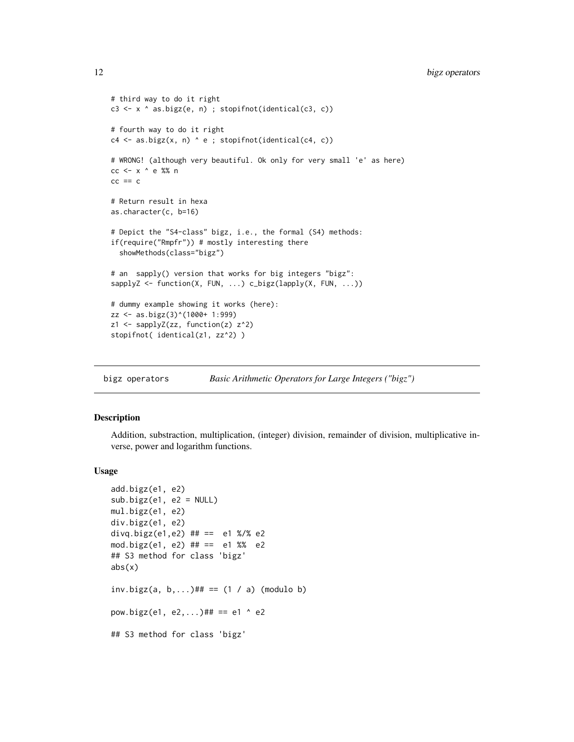```
# third way to do it right
c3 <- x ^ as.bigz(e, n) ; stopifnot(identical(c3, c))

# fourth way to do it right
c4 <- as.bigz(x, n) ^ e ; stopifnot(identical(c4, c))

# WRONG! (although very beautiful. Ok only for very small 'e' as here)
cc <- x ^ e %% n
cc == c

# Return result in hexa
as.character(c, b=16)

# Depict the "S4-class" bigz, i.e., the formal (S4) methods:
if(require("Rmpfr")) # mostly interesting there
  showMethods(class="bigz")

# an  sapply() version that works for big integers "bigz":
sapplyZ <- function(X, FUN, ...) c_bigz(lapply(X, FUN, ...))

# dummy example showing it works (here):
zz <- as.bigz(3)^(1000+ 1:999)
z1 <- sapplyZ(zz, function(z) z^2)
stopifnot( identical(z1, zz^2) )
```

---

## bigz operators — *Basic Arithmetic Operators for Large Integers ("bigz")*

### Description

Addition, substraction, multiplication, (integer) division, remainder of division, multiplicative inverse, power and logarithm functions.

### Usage

```
add.bigz(e1, e2)
sub.bigz(e1, e2 = NULL)
mul.bigz(e1, e2)
div.bigz(e1, e2)
divq.bigz(e1,e2) ## ==  e1 %/% e2
mod.bigz(e1, e2) ## ==  e1 %%  e2
## S3 method for class 'bigz'
abs(x)

inv.bigz(a, b,...)## == (1 / a) (modulo b)

pow.bigz(e1, e2,...)## == e1 ^ e2

## S3 method for class 'bigz'
```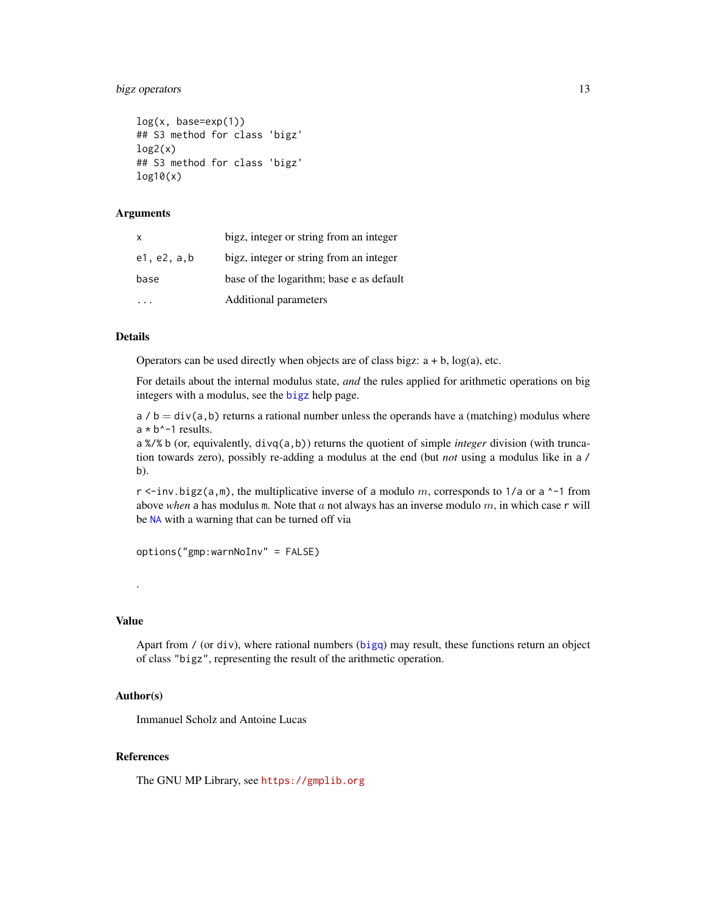```
log(x, base=exp(1))
## S3 method for class 'bigz'
log2(x)
## S3 method for class 'bigz'
log10(x)
```

### Arguments

| | |
|---|---|
| `x` | bigz, integer or string from an integer |
| `e1, e2, a,b` | bigz, integer or string from an integer |
| `base` | base of the logarithm; base e as default |
| `...` | Additional parameters |

### Details

Operators can be used directly when objects are of class bigz: a + b, log(a), etc.

For details about the internal modulus state, *and* the rules applied for arithmetic operations on big integers with a modulus, see the `bigz` help page.

`a / b` = `div(a,b)` returns a rational number unless the operands have a (matching) modulus where `a * b^-1` results.
`a %/% b` (or, equivalently, `divq(a,b)`) returns the quotient of simple *integer* division (with truncation towards zero), possibly re-adding a modulus at the end (but *not* using a modulus like in `a / b`).

`r <-inv.bigz(a,m)`, the multiplicative inverse of `a` modulo $m$, corresponds to `1/a` or `a ^-1` from above *when* `a` has modulus `m`. Note that $a$ not always has an inverse modulo $m$, in which case `r` will be `NA` with a warning that can be turned off via

```
options("gmp:warnNoInv" = FALSE)
```

.

### Value

Apart from `/` (or `div`), where rational numbers (`bigq`) may result, these functions return an object of class `"bigz"`, representing the result of the arithmetic operation.

### Author(s)

Immanuel Scholz and Antoine Lucas

### References

The GNU MP Library, see `https://gmplib.org`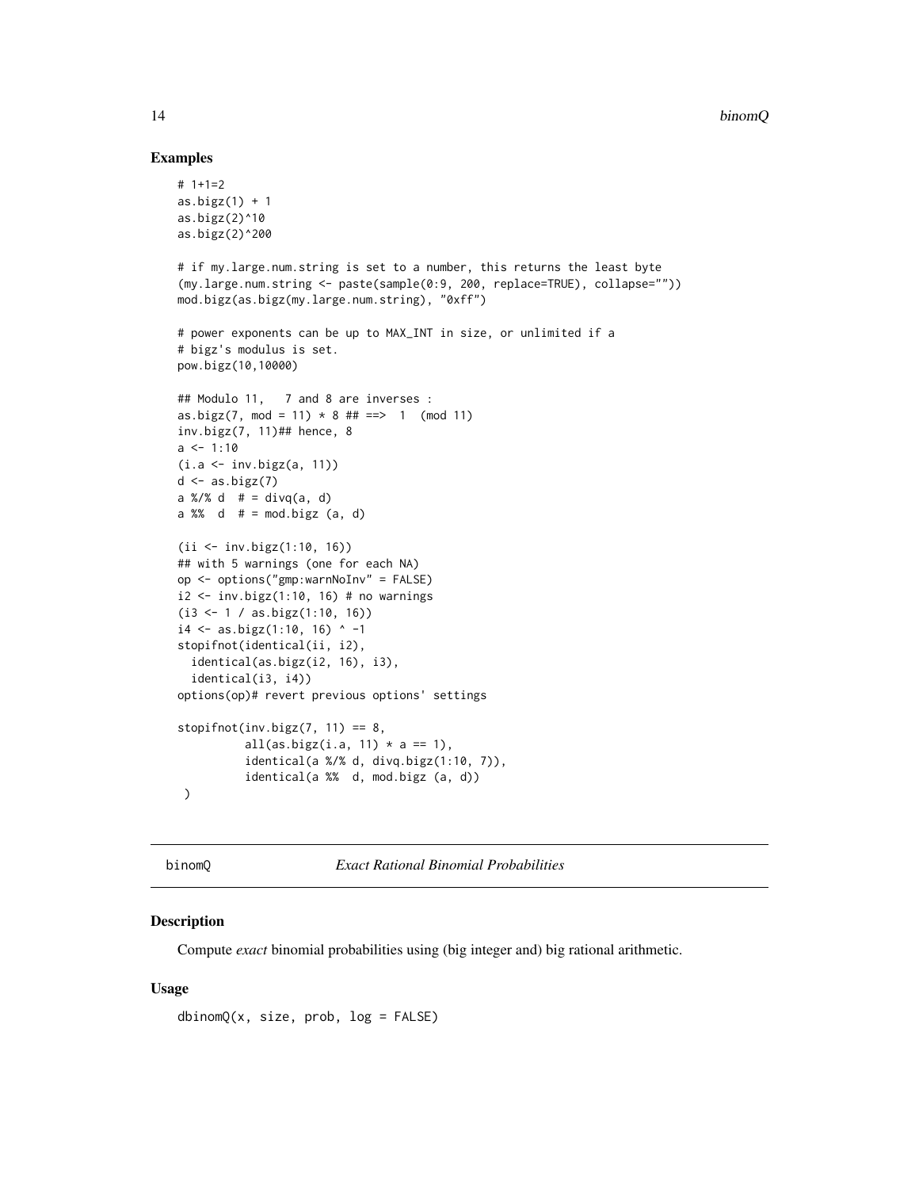## Examples

```
# 1+1=2
as.bigz(1) + 1
as.bigz(2)^10
as.bigz(2)^200

# if my.large.num.string is set to a number, this returns the least byte
(my.large.num.string <- paste(sample(0:9, 200, replace=TRUE), collapse=""))
mod.bigz(as.bigz(my.large.num.string), "0xff")

# power exponents can be up to MAX_INT in size, or unlimited if a
# bigz's modulus is set.
pow.bigz(10,10000)

## Modulo 11,   7 and 8 are inverses :
as.bigz(7, mod = 11) * 8 ## ==>  1  (mod 11)
inv.bigz(7, 11)## hence, 8
a <- 1:10
(i.a <- inv.bigz(a, 11))
d <- as.bigz(7)
a %/% d  # = divq(a, d)
a %%  d  # = mod.bigz (a, d)

(ii <- inv.bigz(1:10, 16))
## with 5 warnings (one for each NA)
op <- options("gmp:warnNoInv" = FALSE)
i2 <- inv.bigz(1:10, 16) # no warnings
(i3 <- 1 / as.bigz(1:10, 16))
i4 <- as.bigz(1:10, 16) ^ -1
stopifnot(identical(ii, i2),
  identical(as.bigz(i2, 16), i3),
  identical(i3, i4))
options(op)# revert previous options' settings

stopifnot(inv.bigz(7, 11) == 8,
          all(as.bigz(i.a, 11) * a == 1),
          identical(a %/% d, divq.bigz(1:10, 7)),
          identical(a %%  d, mod.bigz (a, d))
 )
```

---

## binomQ — *Exact Rational Binomial Probabilities*

### Description

Compute *exact* binomial probabilities using (big integer and) big rational arithmetic.

### Usage

```
dbinomQ(x, size, prob, log = FALSE)
```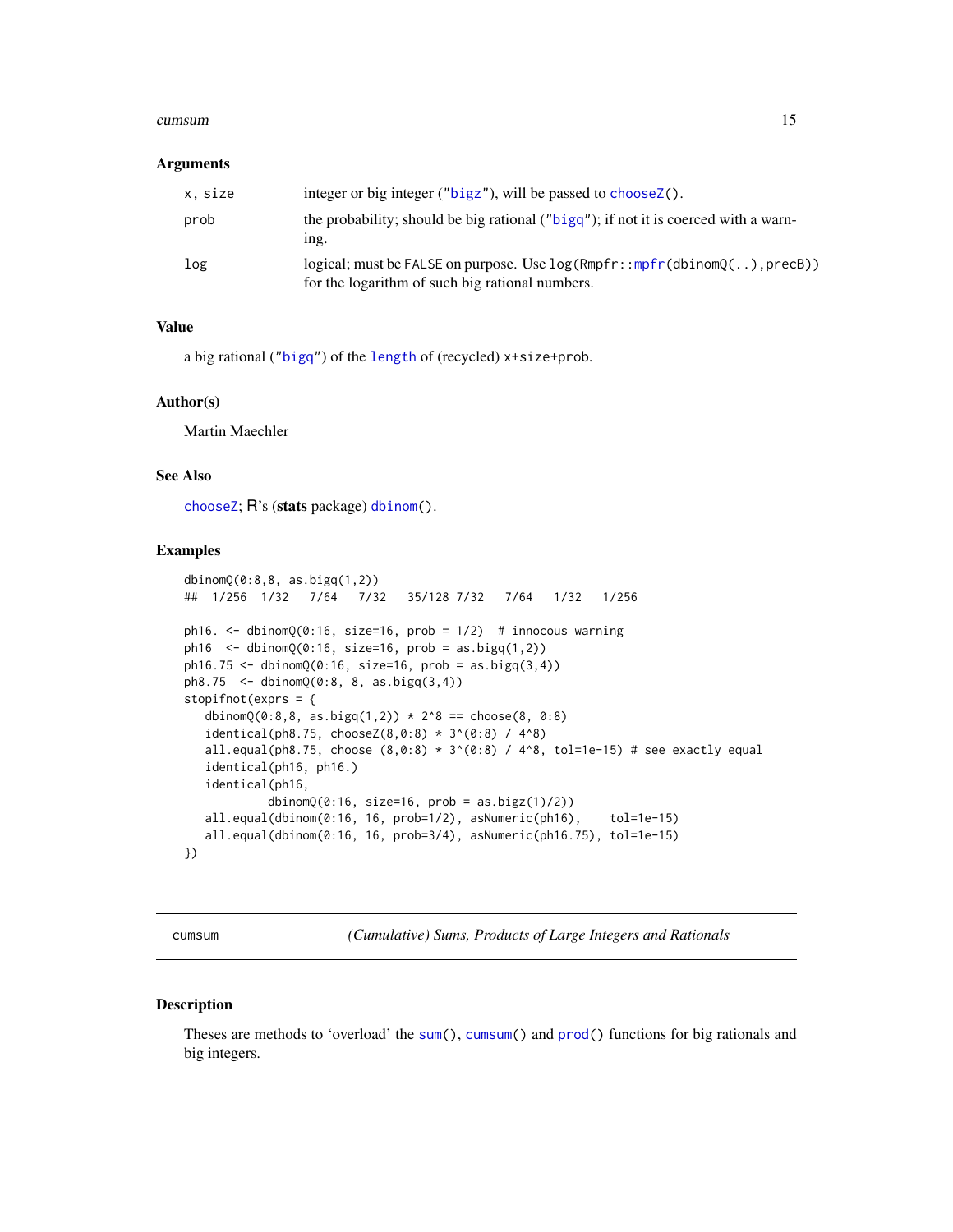### Arguments

| | |
|---|---|
| `x, size` | integer or big integer ("`bigz`"), will be passed to `chooseZ()`. |
| `prob` | the probability; should be big rational ("`bigq`"); if not it is coerced with a warning. |
| `log` | logical; must be `FALSE` on purpose. Use `log(Rmpfr::mpfr(dbinomQ(..),precB))` for the logarithm of such big rational numbers. |

### Value

a big rational ("`bigq`") of the `length` of (recycled) `x+size+prob`.

### Author(s)

Martin Maechler

### See Also

`chooseZ`; R's (**stats** package) `dbinom()`.

### Examples

```
dbinomQ(0:8,8, as.bigq(1,2))
##  1/256  1/32   7/64   7/32   35/128 7/32   7/64   1/32   1/256

ph16. <- dbinomQ(0:16, size=16, prob = 1/2)  # innocous warning
ph16  <- dbinomQ(0:16, size=16, prob = as.bigq(1,2))
ph16.75 <- dbinomQ(0:16, size=16, prob = as.bigq(3,4))
ph8.75  <- dbinomQ(0:8, 8, as.bigq(3,4))
stopifnot(exprs = {
   dbinomQ(0:8,8, as.bigq(1,2)) * 2^8 == choose(8, 0:8)
   identical(ph8.75, chooseZ(8,0:8) * 3^(0:8) / 4^8)
   all.equal(ph8.75, choose (8,0:8) * 3^(0:8) / 4^8, tol=1e-15) # see exactly equal
   identical(ph16, ph16.)
   identical(ph16,
             dbinomQ(0:16, size=16, prob = as.bigz(1)/2))
   all.equal(dbinom(0:16, 16, prob=1/2), asNumeric(ph16),    tol=1e-15)
   all.equal(dbinom(0:16, 16, prob=3/4), asNumeric(ph16.75), tol=1e-15)
})
```

---

## cumsum — *(Cumulative) Sums, Products of Large Integers and Rationals*

### Description

Theses are methods to 'overload' the `sum()`, `cumsum()` and `prod()` functions for big rationals and big integers.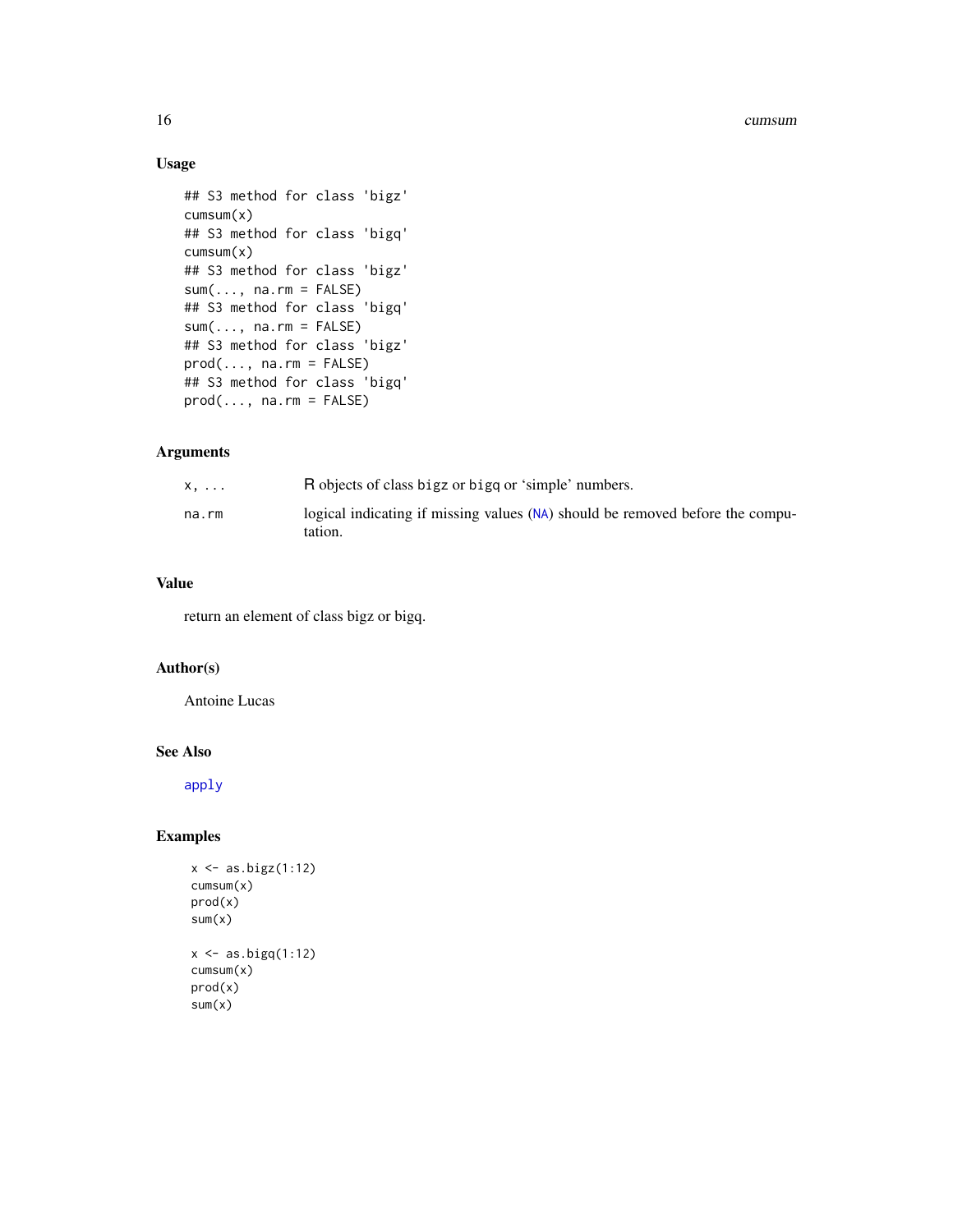## Usage

```
## S3 method for class 'bigz'
cumsum(x)
## S3 method for class 'bigq'
cumsum(x)
## S3 method for class 'bigz'
sum(..., na.rm = FALSE)
## S3 method for class 'bigq'
sum(..., na.rm = FALSE)
## S3 method for class 'bigz'
prod(..., na.rm = FALSE)
## S3 method for class 'bigq'
prod(..., na.rm = FALSE)
```

## Arguments

| | |
|---|---|
| `x, ...` | R objects of class `bigz` or `bigq` or 'simple' numbers. |
| `na.rm` | logical indicating if missing values (`NA`) should be removed before the computation. |

## Value

return an element of class bigz or bigq.

## Author(s)

Antoine Lucas

## See Also

`apply`

## Examples

```
x <- as.bigz(1:12)
cumsum(x)
prod(x)
sum(x)

x <- as.bigq(1:12)
cumsum(x)
prod(x)
sum(x)
```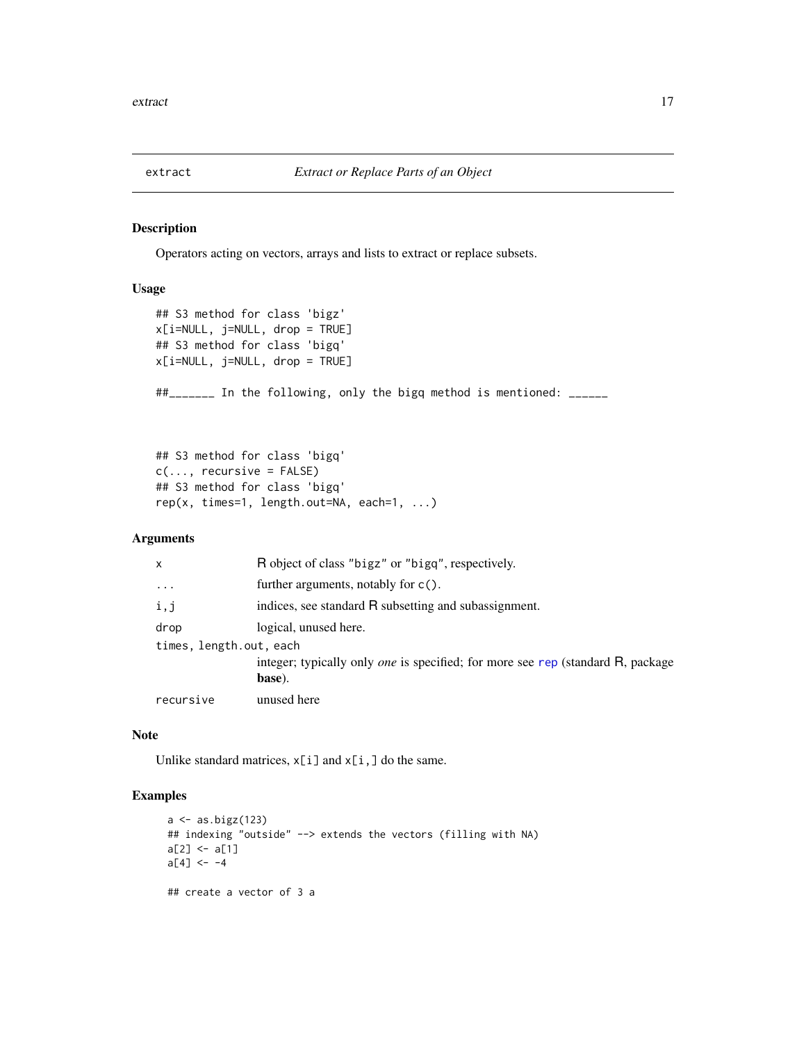extract *Extract or Replace Parts of an Object*

## Description

Operators acting on vectors, arrays and lists to extract or replace subsets.

## Usage

```
## S3 method for class 'bigz'
x[i=NULL, j=NULL, drop = TRUE]
## S3 method for class 'bigq'
x[i=NULL, j=NULL, drop = TRUE]

##_______ In the following, only the bigq method is mentioned: ______



## S3 method for class 'bigq'
c(..., recursive = FALSE)
## S3 method for class 'bigq'
rep(x, times=1, length.out=NA, each=1, ...)
```

## Arguments

| | |
|---|---|
| `x` | R object of class "bigz" or "bigq", respectively. |
| `...` | further arguments, notably for `c()`. |
| `i,j` | indices, see standard R subsetting and subassignment. |
| `drop` | logical, unused here. |
| `times, length.out, each` | integer; typically only *one* is specified; for more see `rep` (standard R, package **base**). |
| `recursive` | unused here |

## Note

Unlike standard matrices, `x[i]` and `x[i,]` do the same.

## Examples

```
a <- as.bigz(123)
## indexing "outside" --> extends the vectors (filling with NA)
a[2] <- a[1]
a[4] <- -4

## create a vector of 3 a
```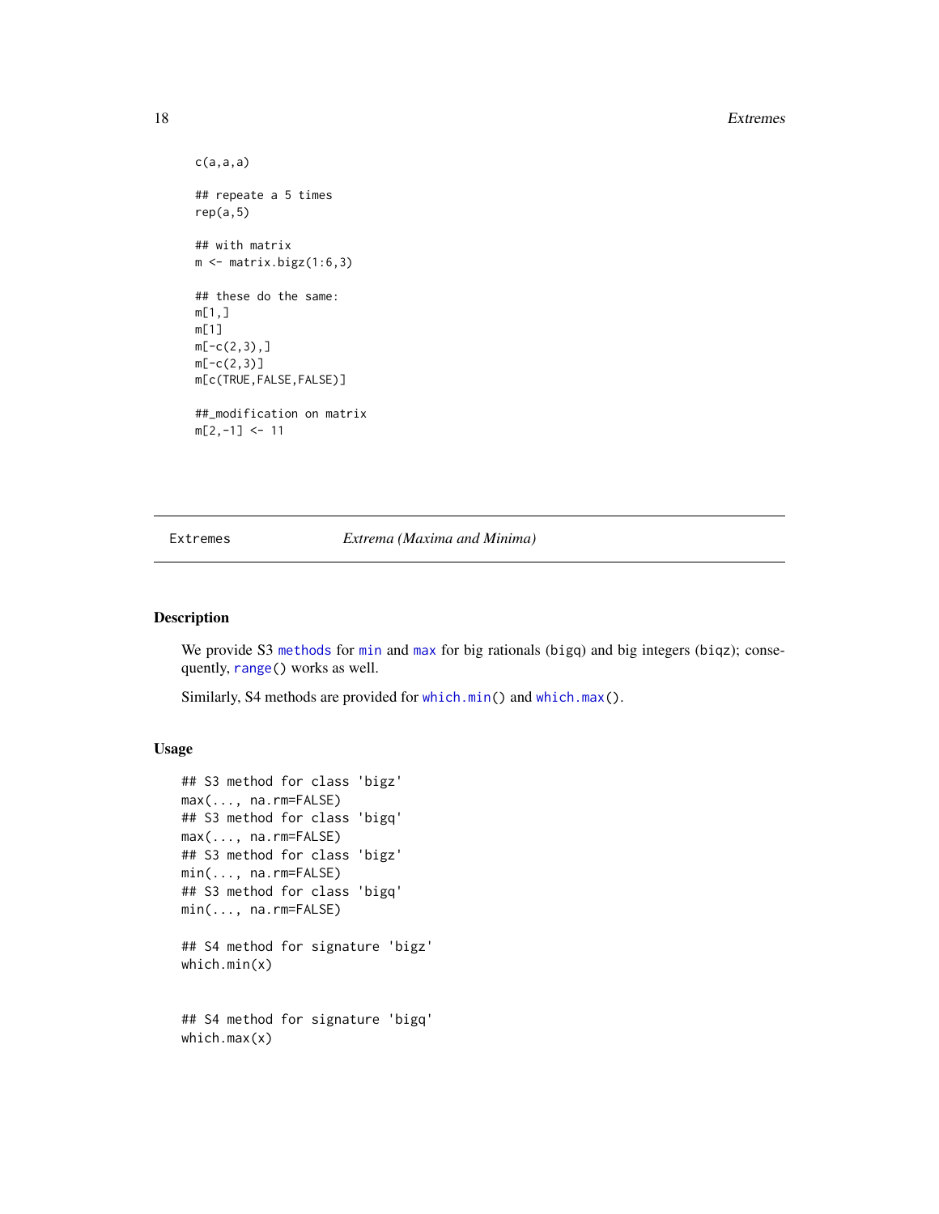```
c(a,a,a)

## repeate a 5 times
rep(a,5)

## with matrix
m <- matrix.bigz(1:6,3)

## these do the same:
m[1,]
m[1]
m[-c(2,3),]
m[-c(2,3)]
m[c(TRUE,FALSE,FALSE)]

##_modification on matrix
m[2,-1] <- 11
```

---

Extremes *Extrema (Maxima and Minima)*

---

## Description

We provide S3 `methods` for `min` and `max` for big rationals (bigq) and big integers (biqz); consequently, `range()` works as well.

Similarly, S4 methods are provided for `which.min()` and `which.max()`.

## Usage

```
## S3 method for class 'bigz'
max(..., na.rm=FALSE)
## S3 method for class 'bigq'
max(..., na.rm=FALSE)
## S3 method for class 'bigz'
min(..., na.rm=FALSE)
## S3 method for class 'bigq'
min(..., na.rm=FALSE)

## S4 method for signature 'bigz'
which.min(x)


## S4 method for signature 'bigq'
which.max(x)
```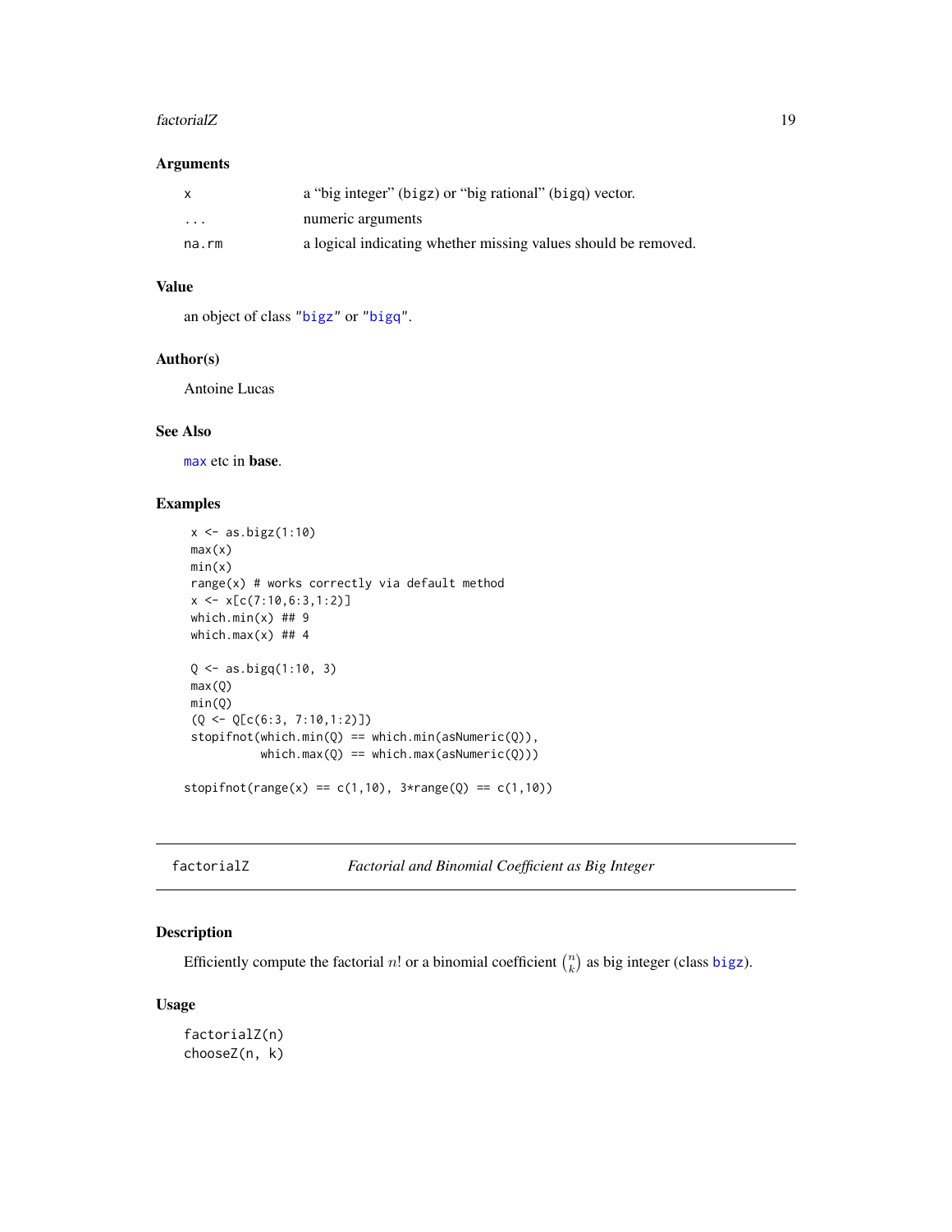## Arguments

| | |
|---|---|
| x | a "big integer" (bigz) or "big rational" (bigq) vector. |
| ... | numeric arguments |
| na.rm | a logical indicating whether missing values should be removed. |

## Value

an object of class "bigz" or "bigq".

## Author(s)

Antoine Lucas

## See Also

max etc in **base**.

## Examples

```
 x <- as.bigz(1:10)
 max(x)
 min(x)
 range(x) # works correctly via default method
 x <- x[c(7:10,6:3,1:2)]
 which.min(x) ## 9
 which.max(x) ## 4

 Q <- as.bigq(1:10, 3)
 max(Q)
 min(Q)
 (Q <- Q[c(6:3, 7:10,1:2)])
 stopifnot(which.min(Q) == which.min(asNumeric(Q)),
           which.max(Q) == which.max(asNumeric(Q)))

stopifnot(range(x) == c(1,10), 3*range(Q) == c(1,10))
```

---

# factorialZ — *Factorial and Binomial Coefficient as Big Integer*

## Description

Efficiently compute the factorial $n!$ or a binomial coefficient $\binom{n}{k}$ as big integer (class bigz).

## Usage

```
factorialZ(n)
chooseZ(n, k)
```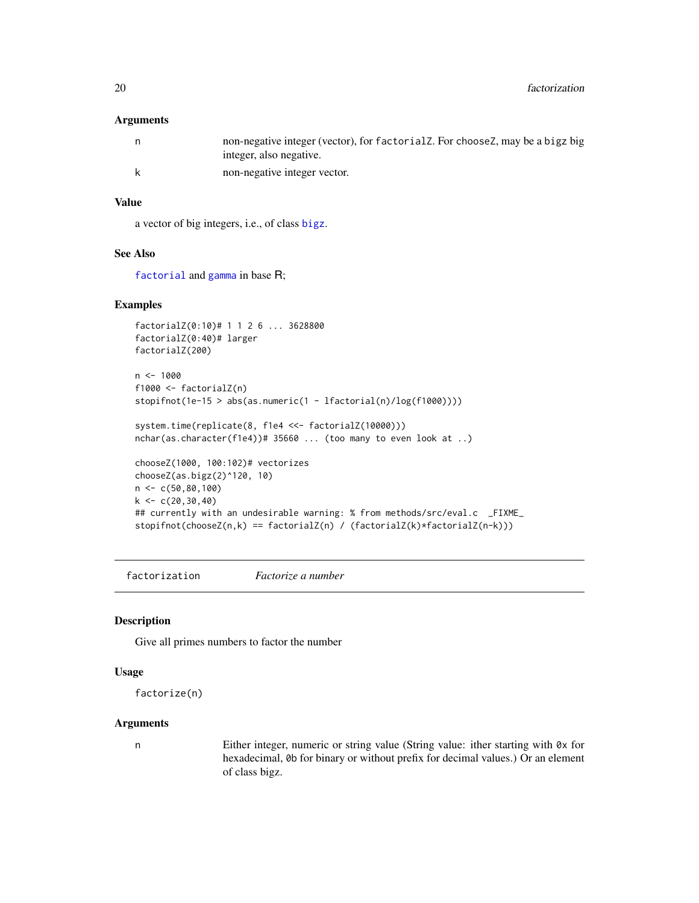### Arguments

| | |
|---|---|
| n | non-negative integer (vector), for `factorialZ`. For `chooseZ`, may be a `bigz` big integer, also negative. |
| k | non-negative integer vector. |

### Value

a vector of big integers, i.e., of class `bigz`.

### See Also

`factorial` and `gamma` in base R;

### Examples

```
factorialZ(0:10)# 1 1 2 6 ... 3628800
factorialZ(0:40)# larger
factorialZ(200)

n <- 1000
f1000 <- factorialZ(n)
stopifnot(1e-15 > abs(as.numeric(1 - lfactorial(n)/log(f1000))))

system.time(replicate(8, f1e4 <<- factorialZ(10000)))
nchar(as.character(f1e4))# 35660 ... (too many to even look at ..)

chooseZ(1000, 100:102)# vectorizes
chooseZ(as.bigz(2)^120, 10)
n <- c(50,80,100)
k <- c(20,30,40)
## currently with an undesirable warning: % from methods/src/eval.c  _FIXME_
stopifnot(chooseZ(n,k) == factorialZ(n) / (factorialZ(k)*factorialZ(n-k)))
```

---

## factorization — *Factorize a number*

### Description

Give all primes numbers to factor the number

### Usage

```
factorize(n)
```

### Arguments

| | |
|---|---|
| n | Either integer, numeric or string value (String value: ither starting with `0x` for hexadecimal, `0b` for binary or without prefix for decimal values.) Or an element of class bigz. |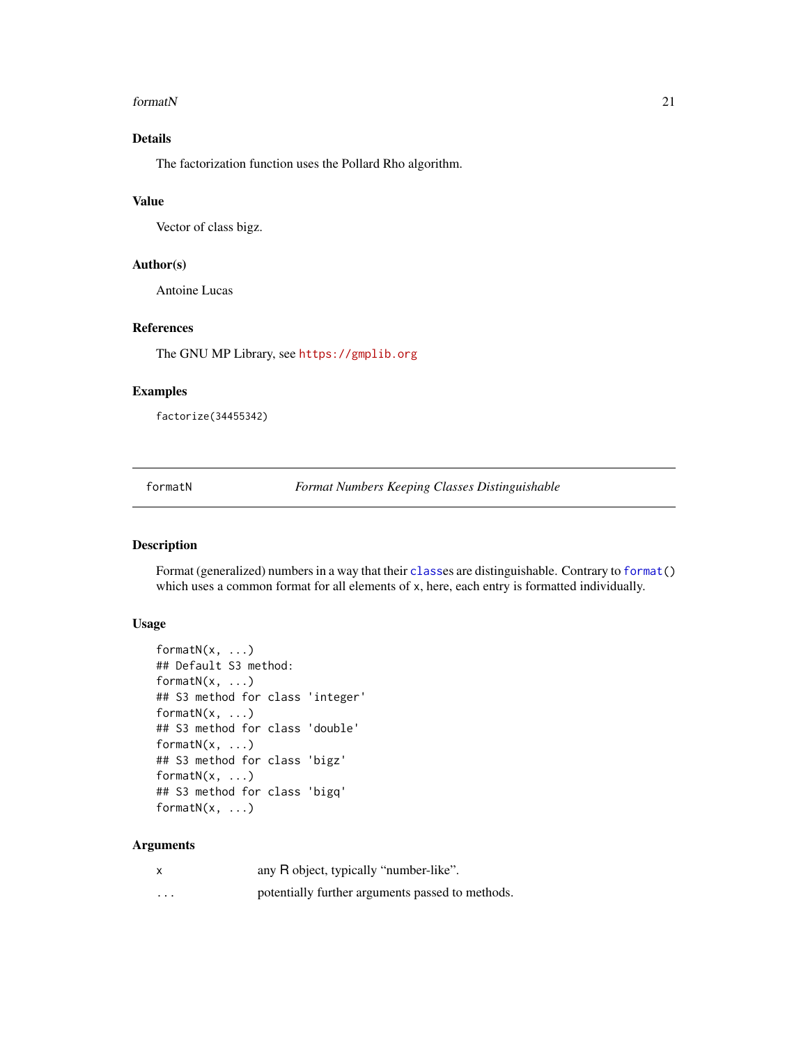## Details

The factorization function uses the Pollard Rho algorithm.

## Value

Vector of class bigz.

## Author(s)

Antoine Lucas

## References

The GNU MP Library, see https://gmplib.org

## Examples

```
factorize(34455342)
```

---

# formatN — *Format Numbers Keeping Classes Distinguishable*

## Description

Format (generalized) numbers in a way that their classes are distinguishable. Contrary to `format()` which uses a common format for all elements of x, here, each entry is formatted individually.

## Usage

```
formatN(x, ...)
## Default S3 method:
formatN(x, ...)
## S3 method for class 'integer'
formatN(x, ...)
## S3 method for class 'double'
formatN(x, ...)
## S3 method for class 'bigz'
formatN(x, ...)
## S3 method for class 'bigq'
formatN(x, ...)
```

## Arguments

| | |
|---|---|
| `x` | any R object, typically "number-like". |
| `...` | potentially further arguments passed to methods. |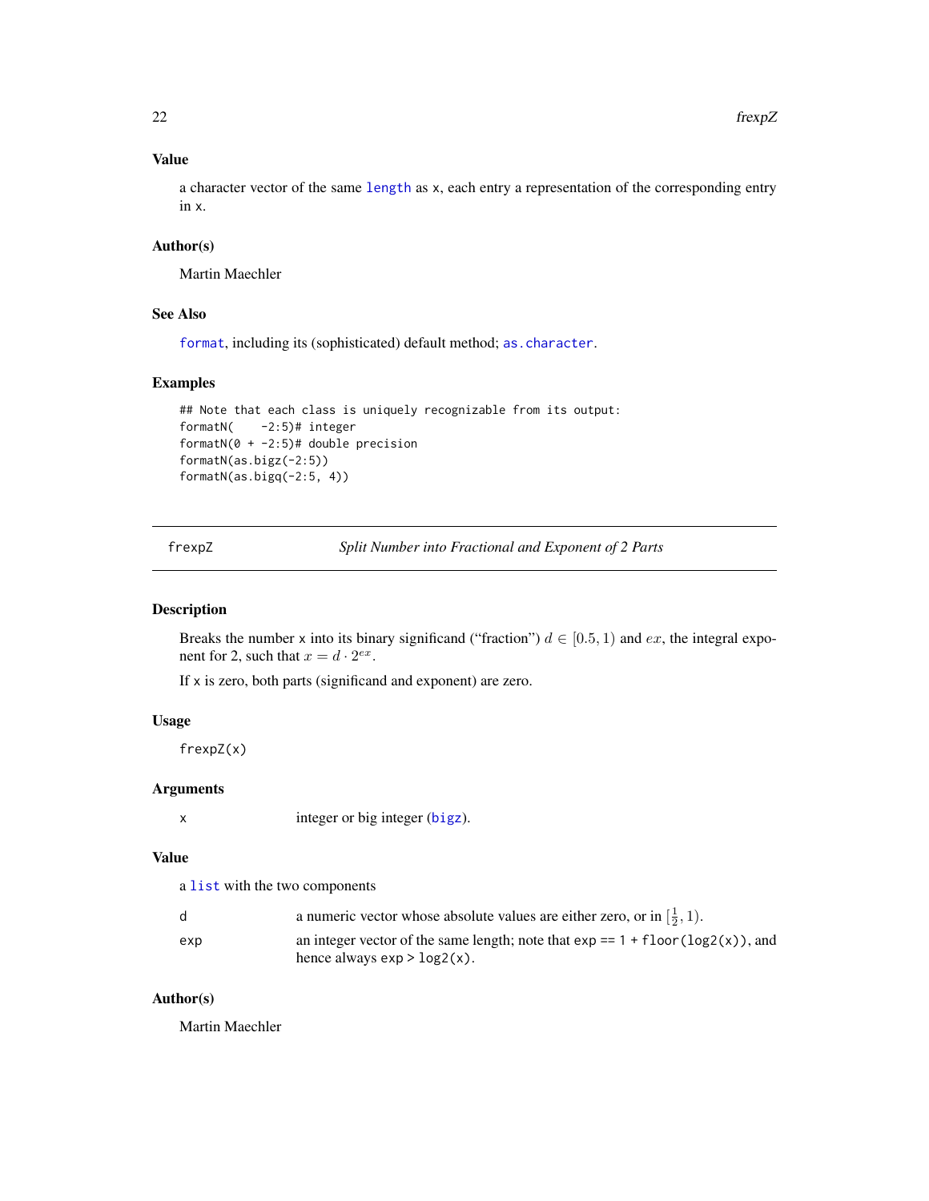### Value

a character vector of the same `length` as `x`, each entry a representation of the corresponding entry in `x`.

### Author(s)

Martin Maechler

### See Also

`format`, including its (sophisticated) default method; `as.character`.

### Examples

```
## Note that each class is uniquely recognizable from its output:
formatN(    -2:5)# integer
formatN(0 + -2:5)# double precision
formatN(as.bigz(-2:5))
formatN(as.bigq(-2:5, 4))
```

---

## frexpZ — *Split Number into Fractional and Exponent of 2 Parts*

---

### Description

Breaks the number `x` into its binary significand (“fraction”) $d \in [0.5, 1)$ and $ex$, the integral exponent for 2, such that $x = d \cdot 2^{ex}$.

If `x` is zero, both parts (significand and exponent) are zero.

### Usage

```
frexpZ(x)
```

### Arguments

| | |
|---|---|
| `x` | integer or big integer (`bigz`). |

### Value

a `list` with the two components

| | |
|---|---|
| `d` | a numeric vector whose absolute values are either zero, or in $[\frac{1}{2}, 1)$. |
| `exp` | an integer vector of the same length; note that `exp == 1 + floor(log2(x))`, and hence always `exp > log2(x)`. |

### Author(s)

Martin Maechler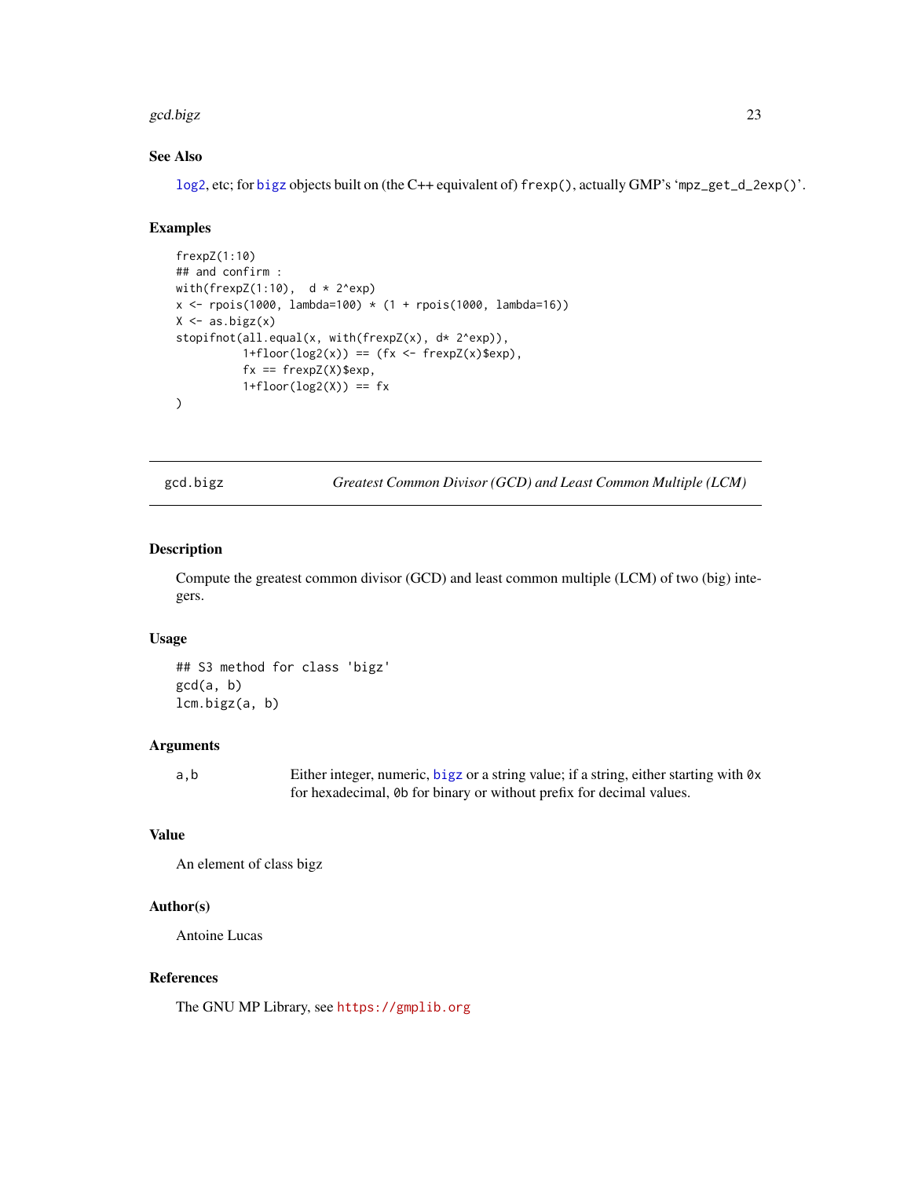### See Also

log2, etc; for bigz objects built on (the C++ equivalent of) `frexp()`, actually GMP's '`mpz_get_d_2exp()`'.

### Examples

```
frexpZ(1:10)
## and confirm :
with(frexpZ(1:10),  d * 2^exp)
x <- rpois(1000, lambda=100) * (1 + rpois(1000, lambda=16))
X <- as.bigz(x)
stopifnot(all.equal(x, with(frexpZ(x), d* 2^exp)),
          1+floor(log2(x)) == (fx <- frexpZ(x)$exp),
          fx == frexpZ(X)$exp,
          1+floor(log2(X)) == fx
)
```

---

## gcd.bigz — *Greatest Common Divisor (GCD) and Least Common Multiple (LCM)*

### Description

Compute the greatest common divisor (GCD) and least common multiple (LCM) of two (big) integers.

### Usage

```
## S3 method for class 'bigz'
gcd(a, b)
lcm.bigz(a, b)
```

### Arguments

| | |
|---|---|
| a,b | Either integer, numeric, bigz or a string value; if a string, either starting with `0x` for hexadecimal, `0b` for binary or without prefix for decimal values. |

### Value

An element of class bigz

### Author(s)

Antoine Lucas

### References

The GNU MP Library, see https://gmplib.org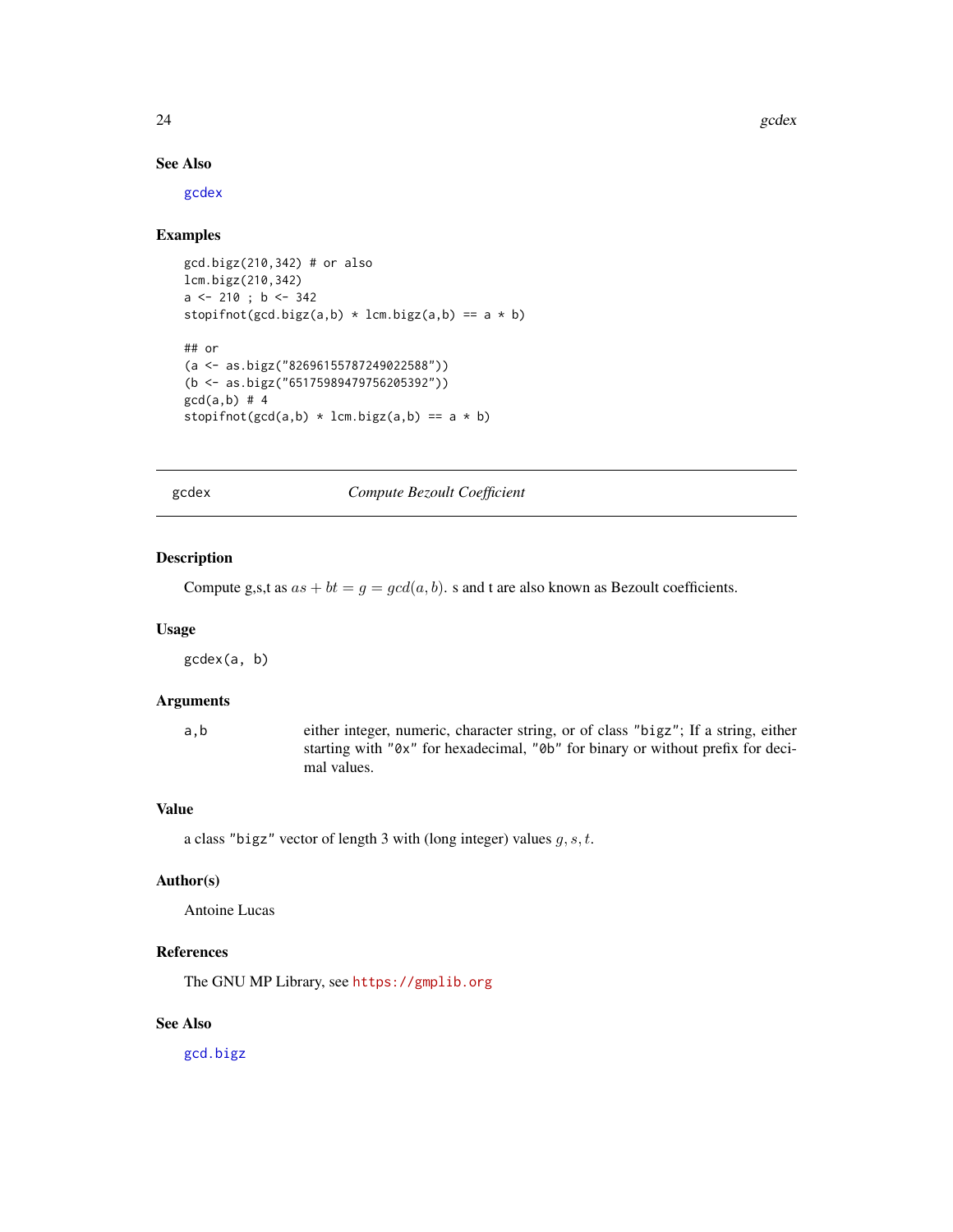### See Also

gcdex

### Examples

```
gcd.bigz(210,342) # or also
lcm.bigz(210,342)
a <- 210 ; b <- 342
stopifnot(gcd.bigz(a,b) * lcm.bigz(a,b) == a * b)

## or
(a <- as.bigz("82696155787249022588"))
(b <- as.bigz("65175989479756205392"))
gcd(a,b) # 4
stopifnot(gcd(a,b) * lcm.bigz(a,b) == a * b)
```

---

## gcdex — *Compute Bezoult Coefficient*

### Description

Compute g,s,t as $as + bt = g = gcd(a, b)$. s and t are also known as Bezoult coefficients.

### Usage

```
gcdex(a, b)
```

### Arguments

| | |
|---|---|
| a,b | either integer, numeric, character string, or of class "bigz"; If a string, either starting with "0x" for hexadecimal, "0b" for binary or without prefix for decimal values. |

### Value

a class "bigz" vector of length 3 with (long integer) values $g, s, t$.

### Author(s)

Antoine Lucas

### References

The GNU MP Library, see https://gmplib.org

### See Also

gcd.bigz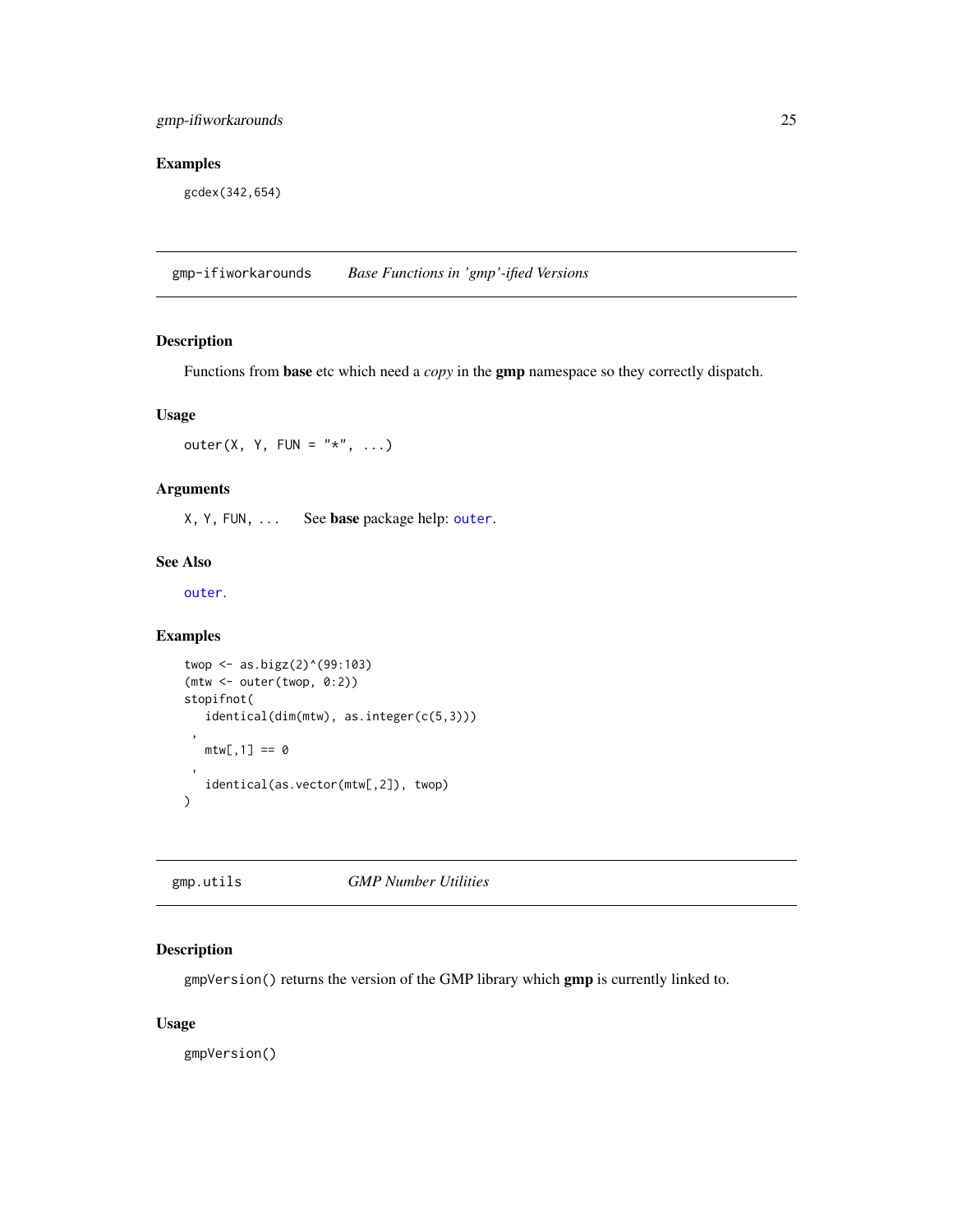## Examples

```
gcdex(342,654)
```

---

## gmp-ifiworkarounds — *Base Functions in 'gmp'-ified Versions*

### Description

Functions from **base** etc which need a *copy* in the **gmp** namespace so they correctly dispatch.

### Usage

```
outer(X, Y, FUN = "*", ...)
```

### Arguments

| | |
|---|---|
| `X, Y, FUN, ...` | See **base** package help: `outer`. |

### See Also

`outer`.

### Examples

```
twop <- as.bigz(2)^(99:103)
(mtw <- outer(twop, 0:2))
stopifnot(
   identical(dim(mtw), as.integer(c(5,3)))
 ,
   mtw[,1] == 0
 ,
   identical(as.vector(mtw[,2]), twop)
)
```

---

## gmp.utils — *GMP Number Utilities*

### Description

`gmpVersion()` returns the version of the GMP library which **gmp** is currently linked to.

### Usage

```
gmpVersion()
```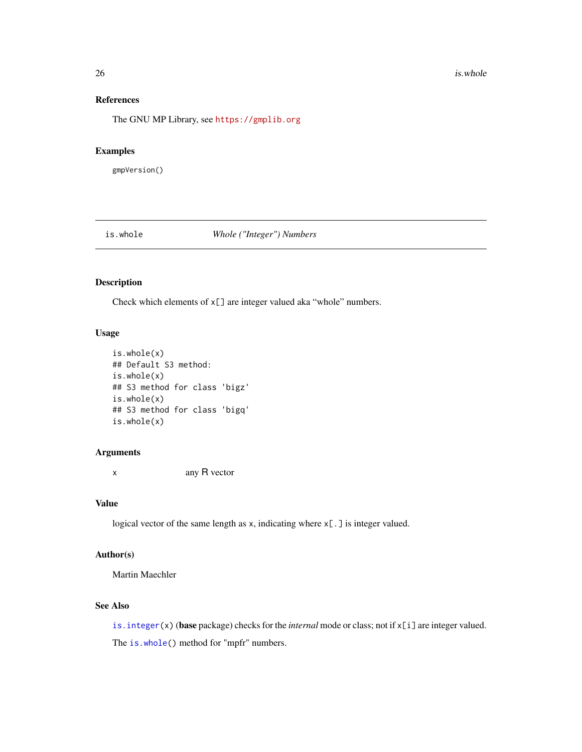## References

The GNU MP Library, see https://gmplib.org

## Examples

```
gmpVersion()
```

---

# is.whole    *Whole ("Integer") Numbers*

---

## Description

Check which elements of `x[]` are integer valued aka "whole" numbers.

## Usage

```
is.whole(x)
## Default S3 method:
is.whole(x)
## S3 method for class 'bigz'
is.whole(x)
## S3 method for class 'bigq'
is.whole(x)
```

## Arguments

| | |
|---|---|
| x | any R vector |

## Value

logical vector of the same length as `x`, indicating where `x[.]` is integer valued.

## Author(s)

Martin Maechler

## See Also

`is.integer(x)` (**base** package) checks for the *internal* mode or class; not if `x[i]` are integer valued.

The `is.whole()` method for "mpfr" numbers.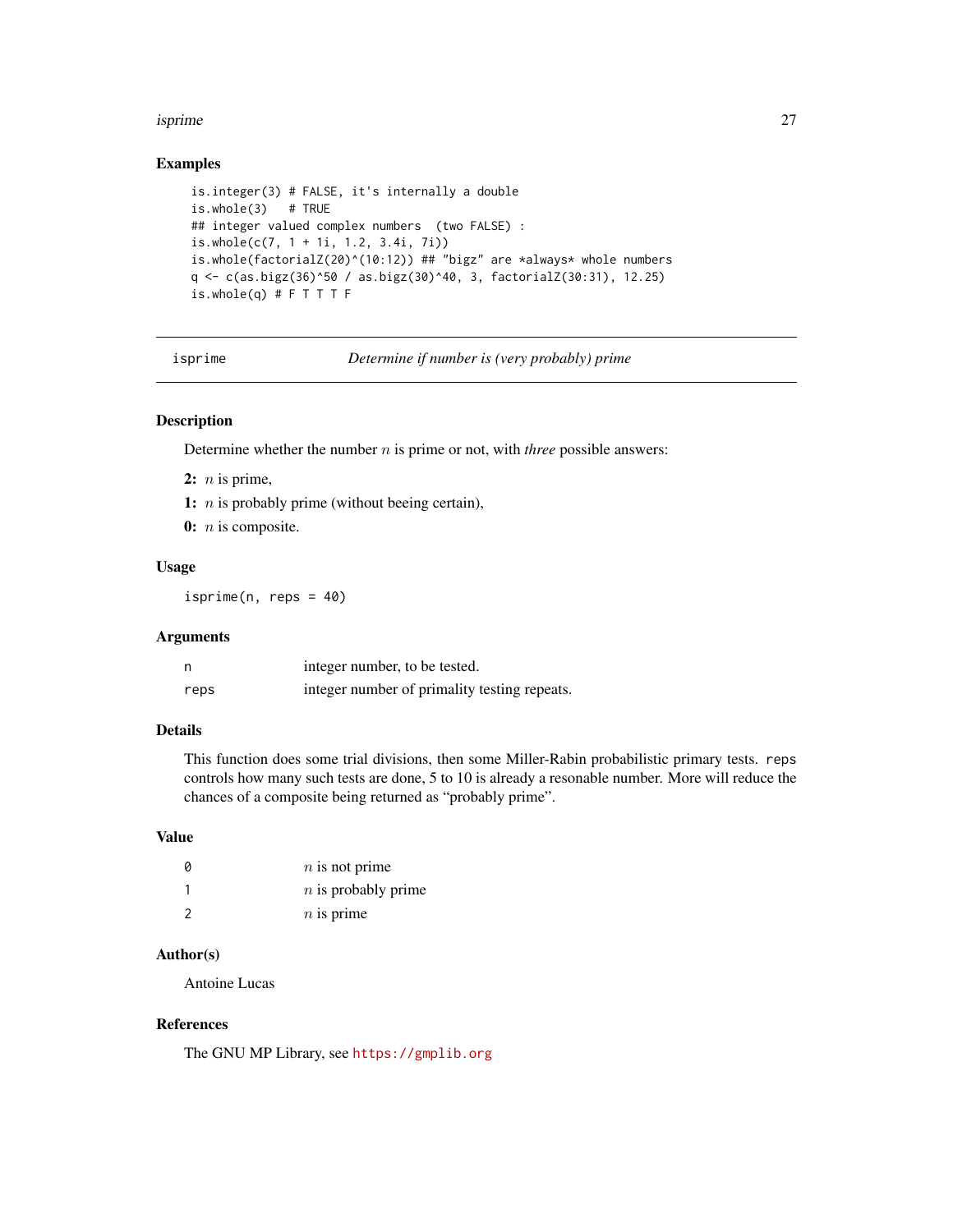### Examples

```
is.integer(3) # FALSE, it's internally a double
is.whole(3)   # TRUE
## integer valued complex numbers  (two FALSE) :
is.whole(c(7, 1 + 1i, 1.2, 3.4i, 7i))
is.whole(factorialZ(20)^(10:12)) ## "bigz" are *always* whole numbers
q <- c(as.bigz(36)^50 / as.bigz(30)^40, 3, factorialZ(30:31), 12.25)
is.whole(q) # F T T T F
```

---

## isprime — *Determine if number is (very probably) prime*

### Description

Determine whether the number $n$ is prime or not, with *three* possible answers:

**2:** $n$ is prime,

**1:** $n$ is probably prime (without beeing certain),

**0:** $n$ is composite.

### Usage

```
isprime(n, reps = 40)
```

### Arguments

| | |
|---|---|
| `n` | integer number, to be tested. |
| `reps` | integer number of primality testing repeats. |

### Details

This function does some trial divisions, then some Miller-Rabin probabilistic primary tests. `reps` controls how many such tests are done, 5 to 10 is already a resonable number. More will reduce the chances of a composite being returned as "probably prime".

### Value

| | |
|---|---|
| `0` | $n$ is not prime |
| `1` | $n$ is probably prime |
| `2` | $n$ is prime |

### Author(s)

Antoine Lucas

### References

The GNU MP Library, see https://gmplib.org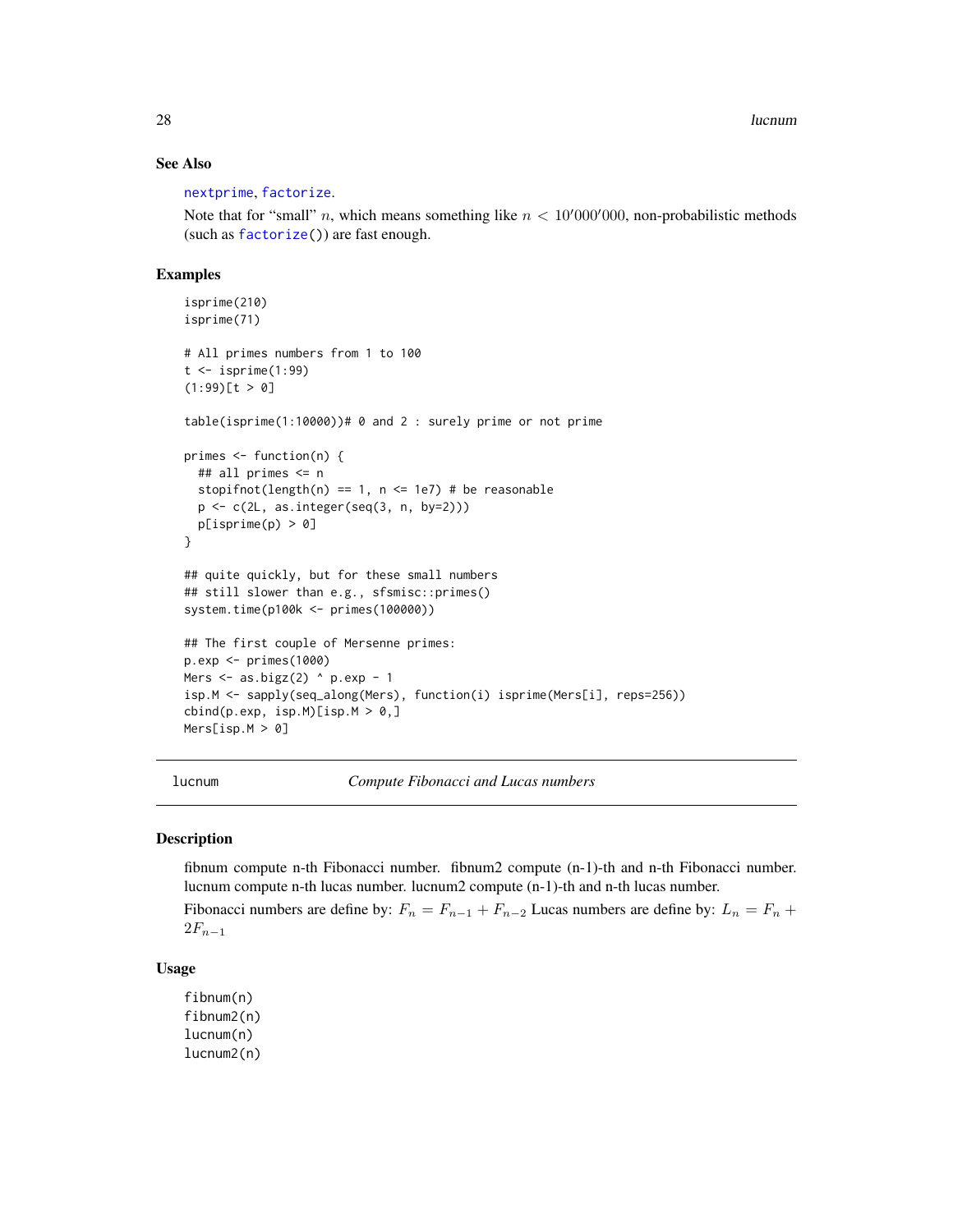### See Also

nextprime, factorize.

Note that for "small" $n$, which means something like $n < 10'000'000$, non-probabilistic methods (such as factorize()) are fast enough.

### Examples

```
isprime(210)
isprime(71)

# All primes numbers from 1 to 100
t <- isprime(1:99)
(1:99)[t > 0]

table(isprime(1:10000))# 0 and 2 : surely prime or not prime

primes <- function(n) {
  ## all primes <= n
  stopifnot(length(n) == 1, n <= 1e7) # be reasonable
  p <- c(2L, as.integer(seq(3, n, by=2)))
  p[isprime(p) > 0]
}

## quite quickly, but for these small numbers
## still slower than e.g., sfsmisc::primes()
system.time(p100k <- primes(100000))

## The first couple of Mersenne primes:
p.exp <- primes(1000)
Mers <- as.bigz(2) ^ p.exp - 1
isp.M <- sapply(seq_along(Mers), function(i) isprime(Mers[i], reps=256))
cbind(p.exp, isp.M)[isp.M > 0,]
Mers[isp.M > 0]
```

---

## lucnum — *Compute Fibonacci and Lucas numbers*

### Description

fibnum compute n-th Fibonacci number. fibnum2 compute (n-1)-th and n-th Fibonacci number. lucnum compute n-th lucas number. lucnum2 compute (n-1)-th and n-th lucas number.

Fibonacci numbers are define by: $F_n = F_{n-1} + F_{n-2}$ Lucas numbers are define by: $L_n = F_n + 2F_{n-1}$

### Usage

```
fibnum(n)
fibnum2(n)
lucnum(n)
lucnum2(n)
```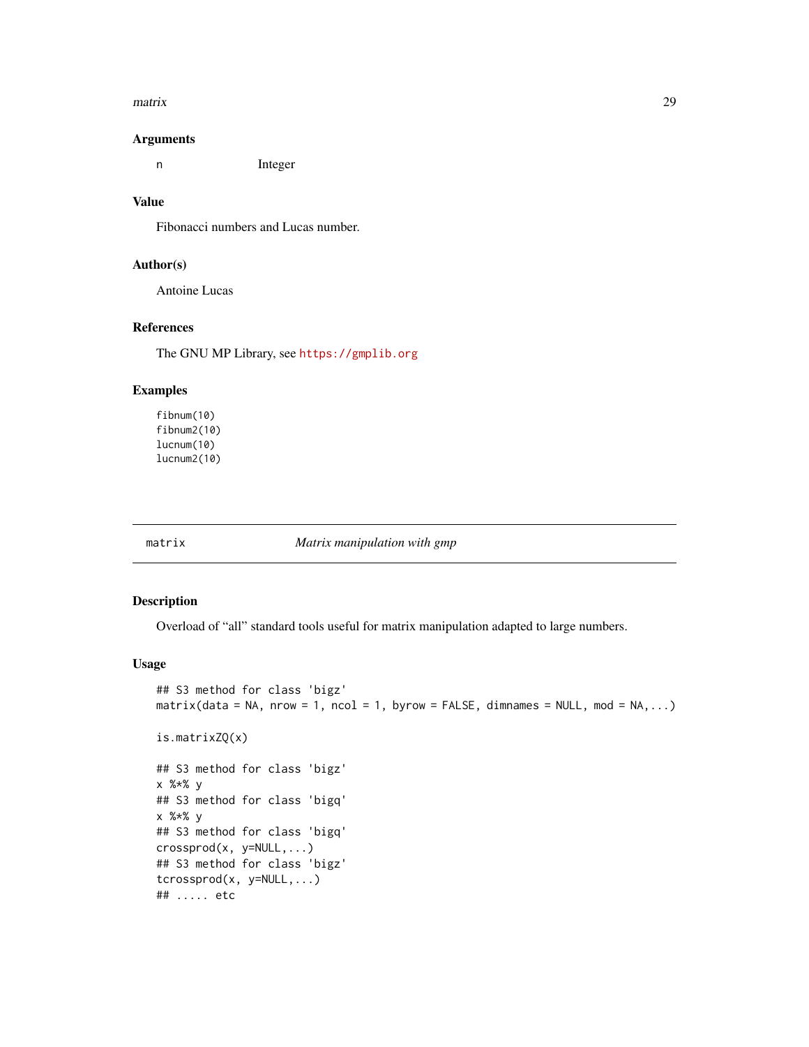## Arguments

n Integer

## Value

Fibonacci numbers and Lucas number.

## Author(s)

Antoine Lucas

## References

The GNU MP Library, see https://gmplib.org

## Examples

```
fibnum(10)
fibnum2(10)
lucnum(10)
lucnum2(10)
```

---

# matrix — *Matrix manipulation with gmp*

## Description

Overload of "all" standard tools useful for matrix manipulation adapted to large numbers.

## Usage

```
## S3 method for class 'bigz'
matrix(data = NA, nrow = 1, ncol = 1, byrow = FALSE, dimnames = NULL, mod = NA,...)

is.matrixZQ(x)

## S3 method for class 'bigz'
x %*% y
## S3 method for class 'bigq'
x %*% y
## S3 method for class 'bigq'
crossprod(x, y=NULL,...)
## S3 method for class 'bigz'
tcrossprod(x, y=NULL,...)
## ..... etc
```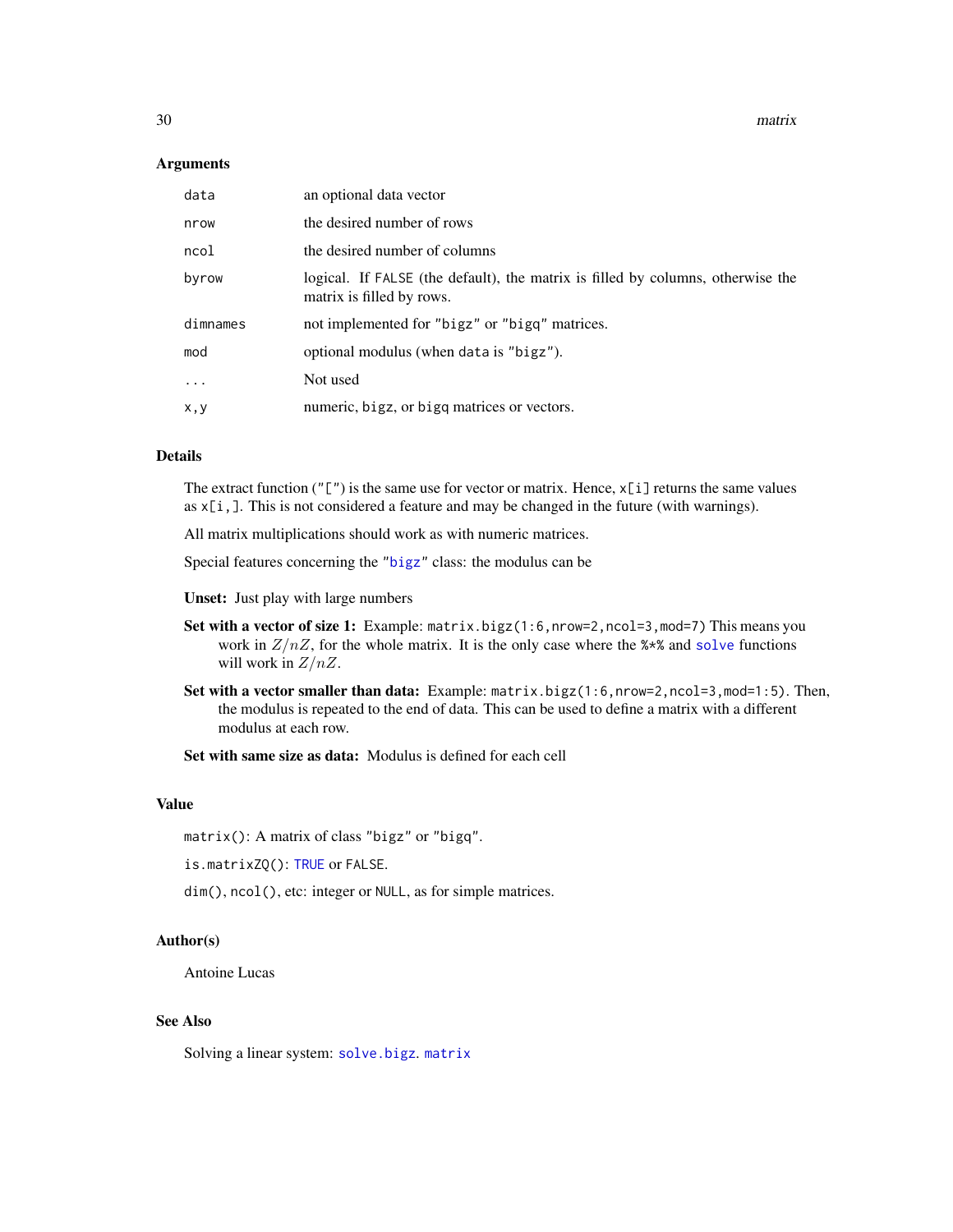### Arguments

| | |
|---|---|
| `data` | an optional data vector |
| `nrow` | the desired number of rows |
| `ncol` | the desired number of columns |
| `byrow` | logical. If `FALSE` (the default), the matrix is filled by columns, otherwise the matrix is filled by rows. |
| `dimnames` | not implemented for "bigz" or "bigq" matrices. |
| `mod` | optional modulus (when `data` is "bigz"). |
| `...` | Not used |
| `x,y` | numeric, `bigz`, or `bigq` matrices or vectors. |

### Details

The extract function ("[") is the same use for vector or matrix. Hence, `x[i]` returns the same values as `x[i,]`. This is not considered a feature and may be changed in the future (with warnings).

All matrix multiplications should work as with numeric matrices.

Special features concerning the "bigz" class: the modulus can be

**Unset:** Just play with large numbers

**Set with a vector of size 1:** Example: `matrix.bigz(1:6,nrow=2,ncol=3,mod=7)` This means you work in $Z/nZ$, for the whole matrix. It is the only case where the `%*%` and `solve` functions will work in $Z/nZ$.

**Set with a vector smaller than data:** Example: `matrix.bigz(1:6,nrow=2,ncol=3,mod=1:5)`. Then, the modulus is repeated to the end of data. This can be used to define a matrix with a different modulus at each row.

**Set with same size as data:** Modulus is defined for each cell

### Value

`matrix()`: A matrix of class "bigz" or "bigq".

`is.matrixZQ()`: `TRUE` or `FALSE`.

`dim()`, `ncol()`, etc: integer or `NULL`, as for simple matrices.

### Author(s)

Antoine Lucas

### See Also

Solving a linear system: `solve.bigz`. `matrix`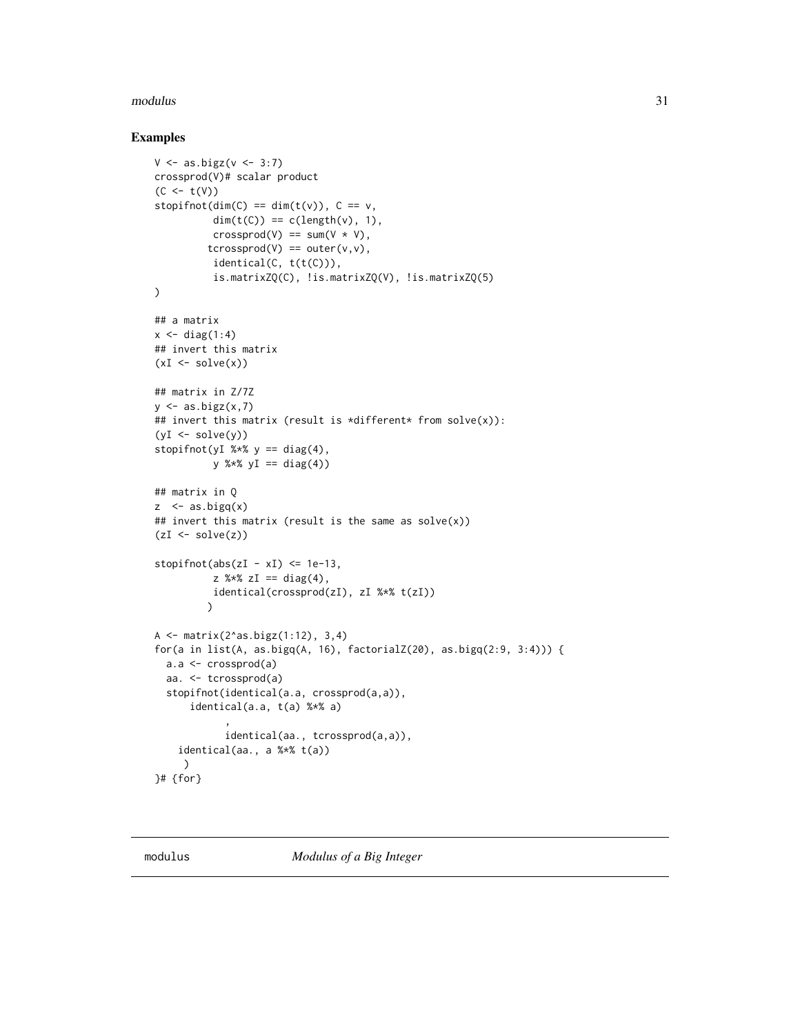## Examples

```
V <- as.bigz(v <- 3:7)
crossprod(V)# scalar product
(C <- t(V))
stopifnot(dim(C) == dim(t(v)), C == v,
          dim(t(C)) == c(length(v), 1),
          crossprod(V) == sum(V * V),
         tcrossprod(V) == outer(v,v),
          identical(C, t(t(C))),
          is.matrixZQ(C), !is.matrixZQ(V), !is.matrixZQ(5)
)

## a matrix
x <- diag(1:4)
## invert this matrix
(xI <- solve(x))

## matrix in Z/7Z
y <- as.bigz(x,7)
## invert this matrix (result is *different* from solve(x)):
(yI <- solve(y))
stopifnot(yI %*% y == diag(4),
          y %*% yI == diag(4))

## matrix in Q
z  <- as.bigq(x)
## invert this matrix (result is the same as solve(x))
(zI <- solve(z))

stopifnot(abs(zI - xI) <= 1e-13,
          z %*% zI == diag(4),
          identical(crossprod(zI), zI %*% t(zI))
         )

A <- matrix(2^as.bigz(1:12), 3,4)
for(a in list(A, as.bigq(A, 16), factorialZ(20), as.bigq(2:9, 3:4))) {
  a.a <- crossprod(a)
  aa. <- tcrossprod(a)
  stopifnot(identical(a.a, crossprod(a,a)),
      identical(a.a, t(a) %*% a)
            ,
            identical(aa., tcrossprod(a,a)),
    identical(aa., a %*% t(a))
     )
}# {for}
```

## modulus — *Modulus of a Big Integer*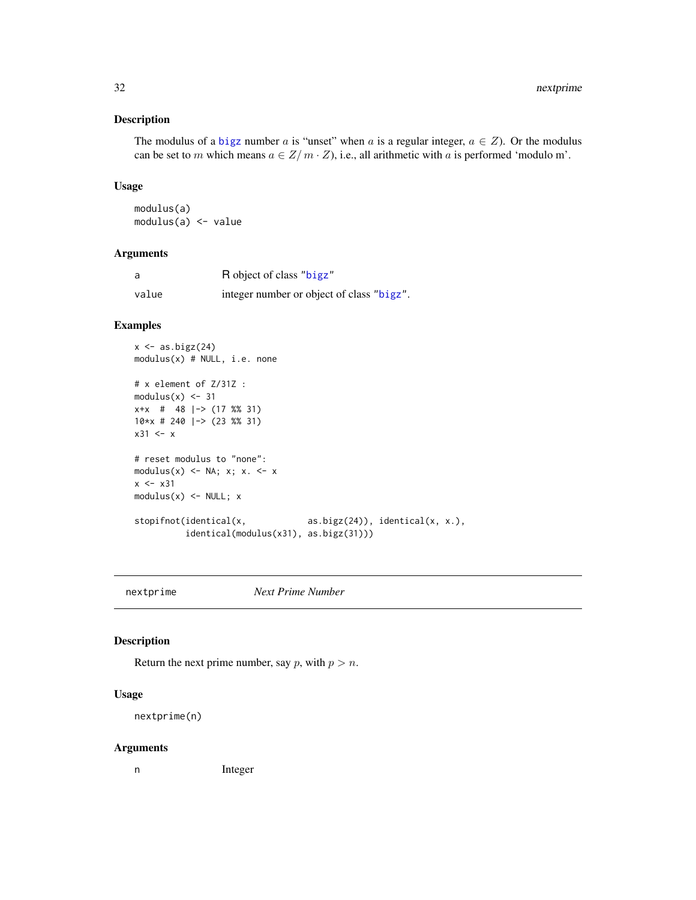## Description

The modulus of a bigz number $a$ is "unset" when $a$ is a regular integer, $a \in Z$). Or the modulus can be set to $m$ which means $a \in Z/m \cdot Z$), i.e., all arithmetic with $a$ is performed 'modulo m'.

## Usage

```
modulus(a)
modulus(a) <- value
```

## Arguments

| | |
|---|---|
| a | R object of class "bigz" |
| value | integer number or object of class "bigz". |

## Examples

```
x <- as.bigz(24)
modulus(x) # NULL, i.e. none

# x element of Z/31Z :
modulus(x) <- 31
x+x  #  48 |-> (17 %% 31)
10*x # 240 |-> (23 %% 31)
x31 <- x

# reset modulus to "none":
modulus(x) <- NA; x; x. <- x
x <- x31
modulus(x) <- NULL; x

stopifnot(identical(x,           as.bigz(24)), identical(x, x.),
          identical(modulus(x31), as.bigz(31)))
```

---

# nextprime *Next Prime Number*

## Description

Return the next prime number, say $p$, with $p > n$.

## Usage

```
nextprime(n)
```

## Arguments

| | |
|---|---|
| n | Integer |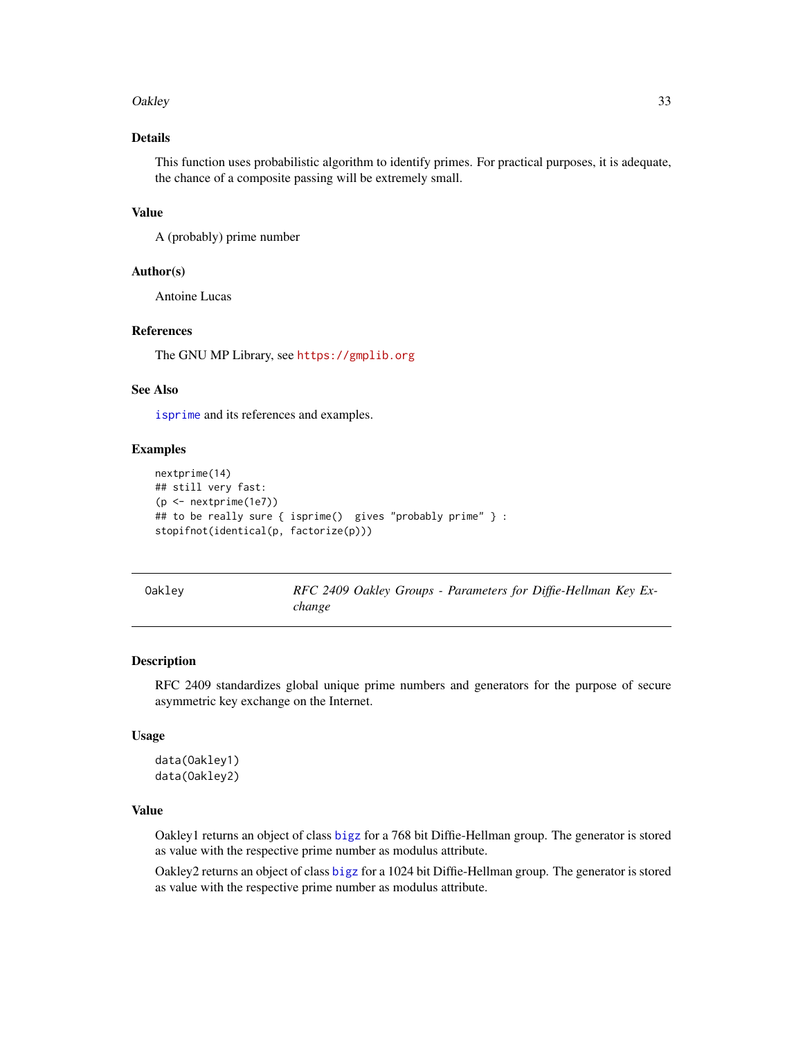### Details

This function uses probabilistic algorithm to identify primes. For practical purposes, it is adequate, the chance of a composite passing will be extremely small.

### Value

A (probably) prime number

### Author(s)

Antoine Lucas

### References

The GNU MP Library, see https://gmplib.org

### See Also

isprime and its references and examples.

### Examples

```
nextprime(14)
## still very fast:
(p <- nextprime(1e7))
## to be really sure { isprime()  gives "probably prime" } :
stopifnot(identical(p, factorize(p)))
```

---

## Oakley — *RFC 2409 Oakley Groups - Parameters for Diffie-Hellman Key Exchange*

---

### Description

RFC 2409 standardizes global unique prime numbers and generators for the purpose of secure asymmetric key exchange on the Internet.

### Usage

```
data(Oakley1)
data(Oakley2)
```

### Value

Oakley1 returns an object of class bigz for a 768 bit Diffie-Hellman group. The generator is stored as value with the respective prime number as modulus attribute.

Oakley2 returns an object of class bigz for a 1024 bit Diffie-Hellman group. The generator is stored as value with the respective prime number as modulus attribute.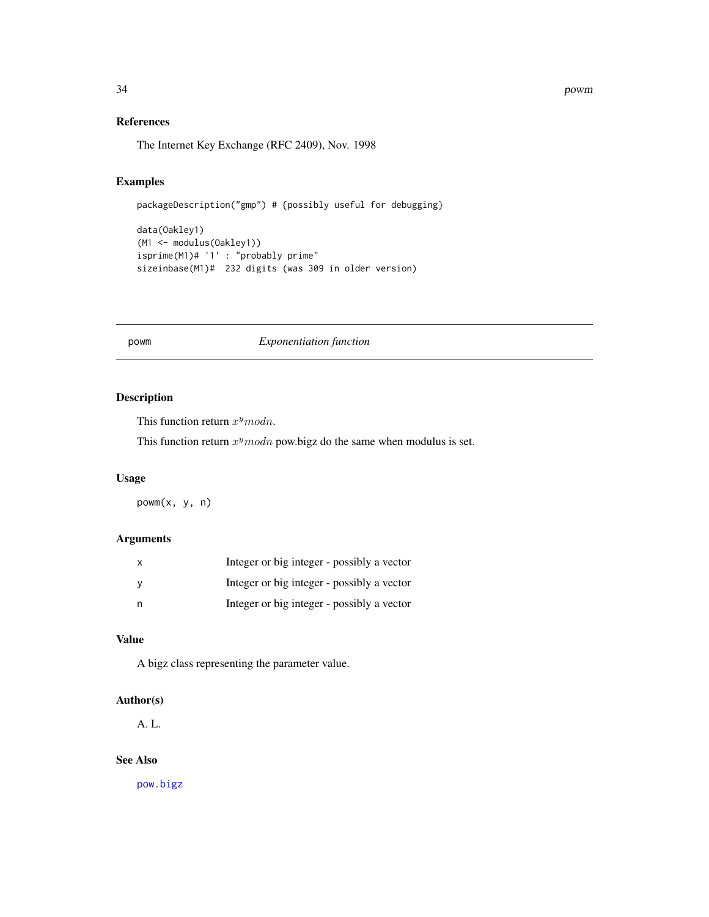## References

The Internet Key Exchange (RFC 2409), Nov. 1998

## Examples

```
packageDescription("gmp") # {possibly useful for debugging}

data(Oakley1)
(M1 <- modulus(Oakley1))
isprime(M1)# '1' : "probably prime"
sizeinbase(M1)#  232 digits (was 309 in older version)
```

---

# powm — *Exponentiation function*

## Description

This function return $x^y mod n$.

This function return $x^y mod n$ pow.bigz do the same when modulus is set.

## Usage

```
powm(x, y, n)
```

## Arguments

| | |
|---|---|
| x | Integer or big integer - possibly a vector |
| y | Integer or big integer - possibly a vector |
| n | Integer or big integer - possibly a vector |

## Value

A bigz class representing the parameter value.

## Author(s)

A. L.

## See Also

pow.bigz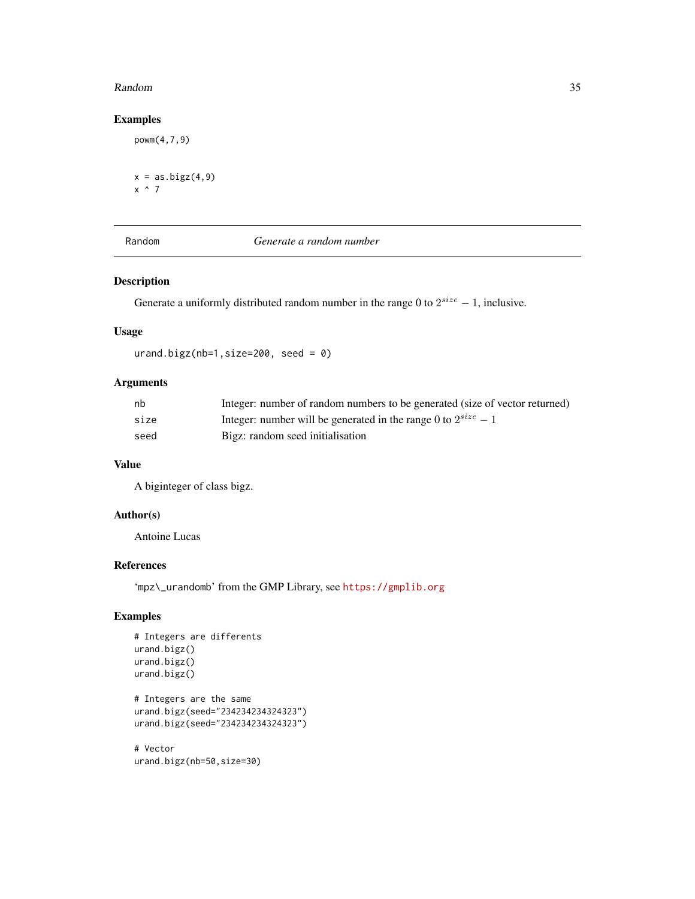## Examples

```
powm(4,7,9)

x = as.bigz(4,9)
x ^ 7
```

---

Random *Generate a random number*

---

## Description

Generate a uniformly distributed random number in the range 0 to $2^{size} - 1$, inclusive.

## Usage

```
urand.bigz(nb=1,size=200, seed = 0)
```

## Arguments

| | |
|---|---|
| `nb` | Integer: number of random numbers to be generated (size of vector returned) |
| `size` | Integer: number will be generated in the range 0 to $2^{size} - 1$ |
| `seed` | Bigz: random seed initialisation |

## Value

A biginteger of class bigz.

## Author(s)

Antoine Lucas

## References

'`mpz\_urandomb`' from the GMP Library, see https://gmplib.org

## Examples

```
# Integers are differents
urand.bigz()
urand.bigz()
urand.bigz()

# Integers are the same
urand.bigz(seed="234234234324323")
urand.bigz(seed="234234234324323")

# Vector
urand.bigz(nb=50,size=30)
```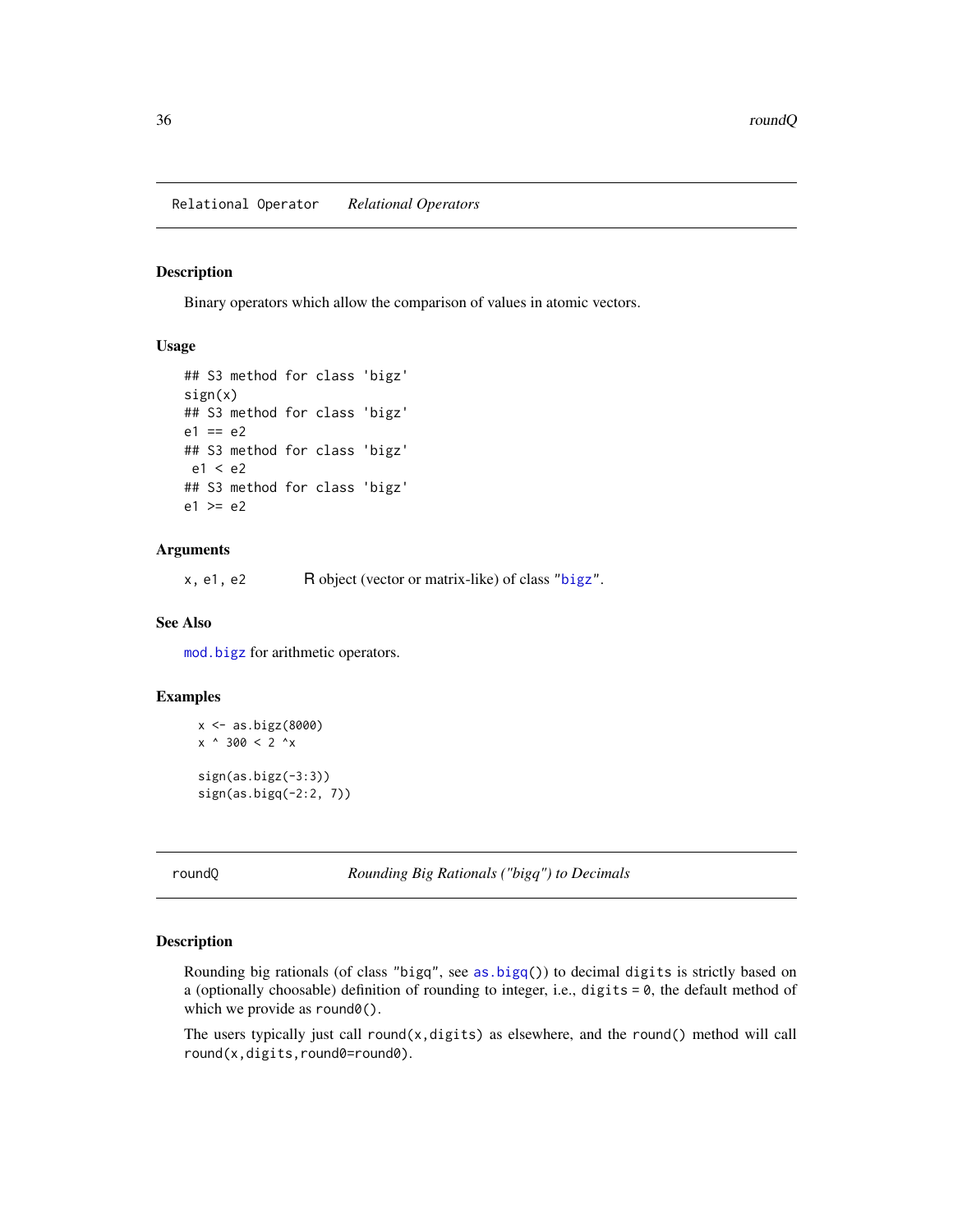## Relational Operator — *Relational Operators*

### Description

Binary operators which allow the comparison of values in atomic vectors.

### Usage

```
## S3 method for class 'bigz'
sign(x)
## S3 method for class 'bigz'
e1 == e2
## S3 method for class 'bigz'
 e1 < e2
## S3 method for class 'bigz'
e1 >= e2
```

### Arguments

| | |
|---|---|
| `x, e1, e2` | R object (vector or matrix-like) of class "bigz". |

### See Also

`mod.bigz` for arithmetic operators.

### Examples

```
x <- as.bigz(8000)
x ^ 300 < 2 ^x

sign(as.bigz(-3:3))
sign(as.bigq(-2:2, 7))
```

## roundQ — *Rounding Big Rationals ("bigq") to Decimals*

### Description

Rounding big rationals (of class "bigq", see `as.bigq()`) to decimal `digits` is strictly based on a (optionally choosable) definition of rounding to integer, i.e., `digits = 0`, the default method of which we provide as `round0()`.

The users typically just call `round(x,digits)` as elsewhere, and the `round()` method will call `round(x,digits,round0=round0)`.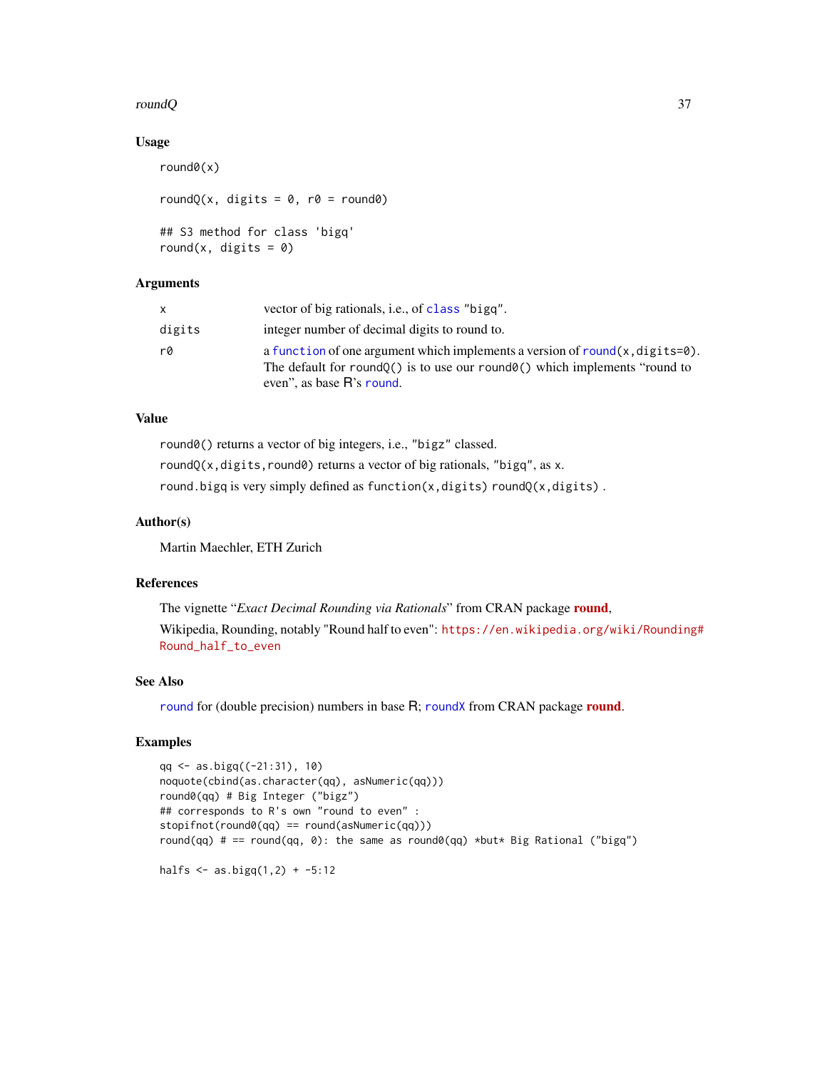## Usage

```
round0(x)

roundQ(x, digits = 0, r0 = round0)

## S3 method for class 'bigq'
round(x, digits = 0)
```

## Arguments

| | |
|---|---|
| x | vector of big rationals, i.e., of class "bigq". |
| digits | integer number of decimal digits to round to. |
| r0 | a function of one argument which implements a version of round(x,digits=0). The default for roundQ() is to use our round0() which implements "round to even", as base R's round. |

## Value

round0() returns a vector of big integers, i.e., "bigz" classed.

roundQ(x,digits,round0) returns a vector of big rationals, "bigq", as x.

round.bigq is very simply defined as function(x,digits) roundQ(x,digits) .

## Author(s)

Martin Maechler, ETH Zurich

## References

The vignette "*Exact Decimal Rounding via Rationals*" from CRAN package **round**,

Wikipedia, Rounding, notably "Round half to even": https://en.wikipedia.org/wiki/Rounding#Round_half_to_even

## See Also

round for (double precision) numbers in base R; roundX from CRAN package **round**.

## Examples

```
qq <- as.bigq((-21:31), 10)
noquote(cbind(as.character(qq), asNumeric(qq)))
round0(qq) # Big Integer ("bigz")
## corresponds to R's own "round to even" :
stopifnot(round0(qq) == round(asNumeric(qq)))
round(qq) # == round(qq, 0): the same as round0(qq) *but* Big Rational ("bigq")

halfs <- as.bigq(1,2) + -5:12
```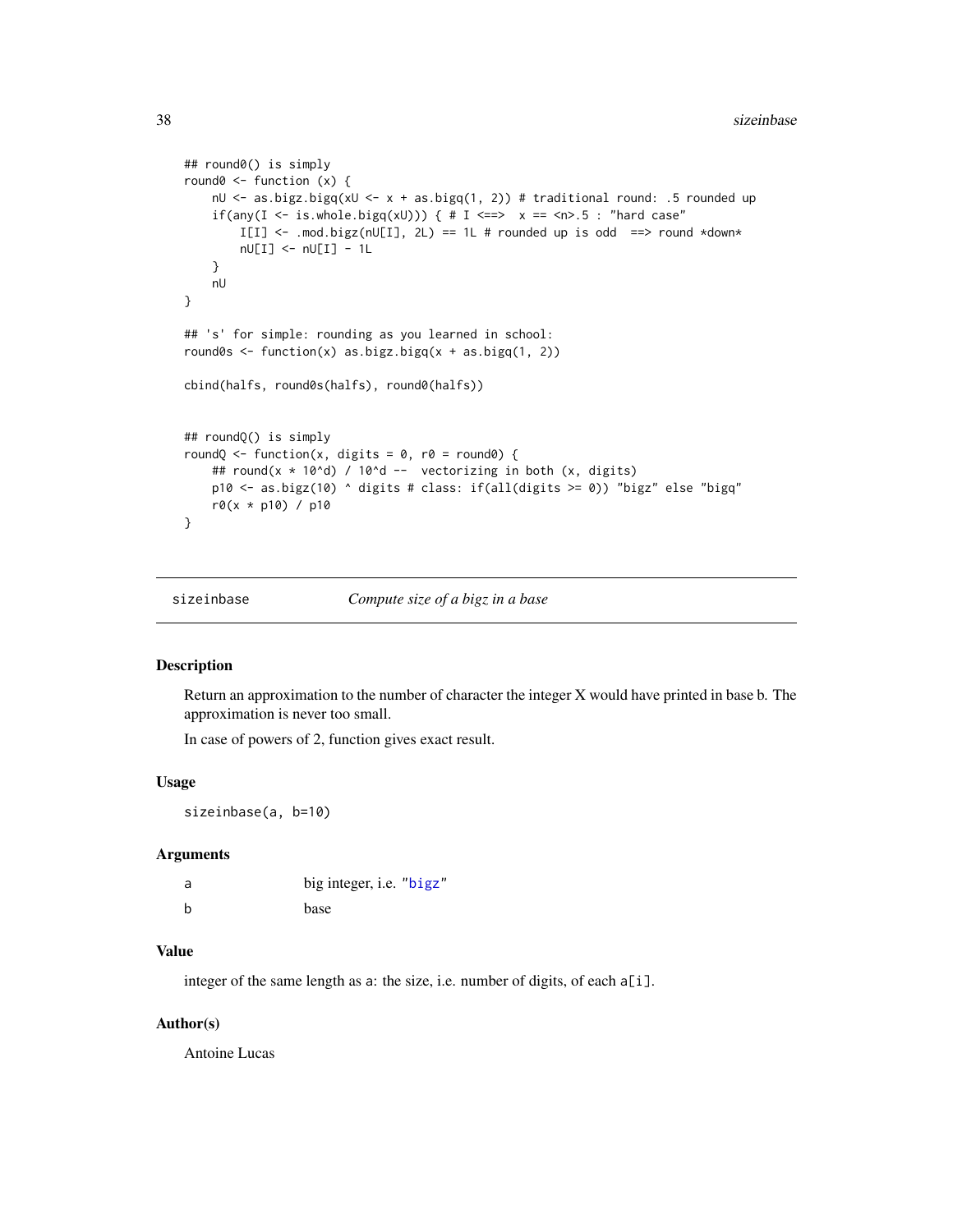```
## round0() is simply
round0 <- function (x) {
    nU <- as.bigz.bigq(xU <- x + as.bigq(1, 2)) # traditional round: .5 rounded up
    if(any(I <- is.whole.bigq(xU))) { # I <==>  x == <n>.5 : "hard case"
        I[I] <- .mod.bigz(nU[I], 2L) == 1L # rounded up is odd  ==> round *down*
        nU[I] <- nU[I] - 1L
    }
    nU
}

## 's' for simple: rounding as you learned in school:
round0s <- function(x) as.bigz.bigq(x + as.bigq(1, 2))

cbind(halfs, round0s(halfs), round0(halfs))


## roundQ() is simply
roundQ <- function(x, digits = 0, r0 = round0) {
    ## round(x * 10^d) / 10^d --  vectorizing in both (x, digits)
    p10 <- as.bigz(10) ^ digits # class: if(all(digits >= 0)) "bigz" else "bigq"
    r0(x * p10) / p10
}
```

---

# sizeinbase — *Compute size of a bigz in a base*

## Description

Return an approximation to the number of character the integer X would have printed in base b. The approximation is never too small.

In case of powers of 2, function gives exact result.

## Usage

```
sizeinbase(a, b=10)
```

## Arguments

| | |
|---|---|
| `a` | big integer, i.e. "bigz" |
| `b` | base |

## Value

integer of the same length as `a`: the size, i.e. number of digits, of each `a[i]`.

## Author(s)

Antoine Lucas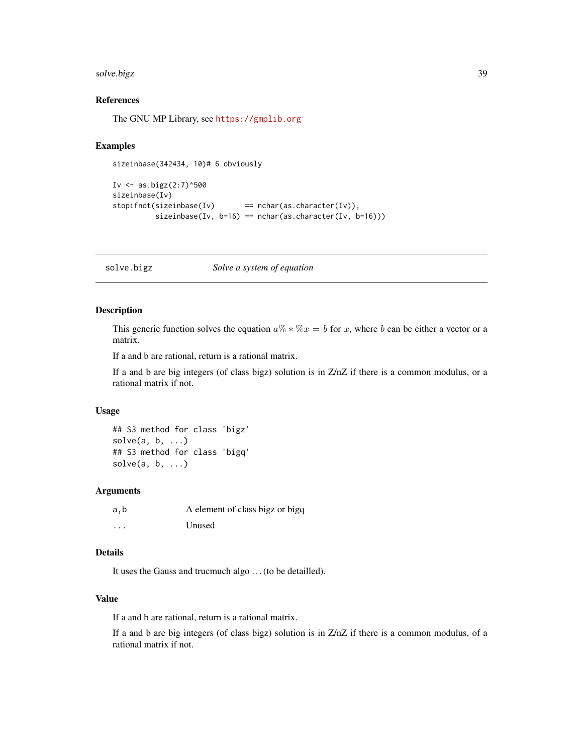### References

The GNU MP Library, see https://gmplib.org

### Examples

```
sizeinbase(342434, 10)# 6 obviously

Iv <- as.bigz(2:7)^500
sizeinbase(Iv)
stopifnot(sizeinbase(Iv)       == nchar(as.character(Iv)),
          sizeinbase(Iv, b=16) == nchar(as.character(Iv, b=16)))
```

---

## solve.bigz &nbsp;&nbsp;&nbsp;&nbsp; *Solve a system of equation*

---

### Description

This generic function solves the equation $a\% * \%x = b$ for $x$, where $b$ can be either a vector or a matrix.

If a and b are rational, return is a rational matrix.

If a and b are big integers (of class bigz) solution is in Z/nZ if there is a common modulus, or a rational matrix if not.

### Usage

```
## S3 method for class 'bigz'
solve(a, b, ...)
## S3 method for class 'bigq'
solve(a, b, ...)
```

### Arguments

| | |
|---|---|
| a,b | A element of class bigz or bigq |
| ... | Unused |

### Details

It uses the Gauss and trucmuch algo . . . (to be detailled).

### Value

If a and b are rational, return is a rational matrix.

If a and b are big integers (of class bigz) solution is in Z/nZ if there is a common modulus, of a rational matrix if not.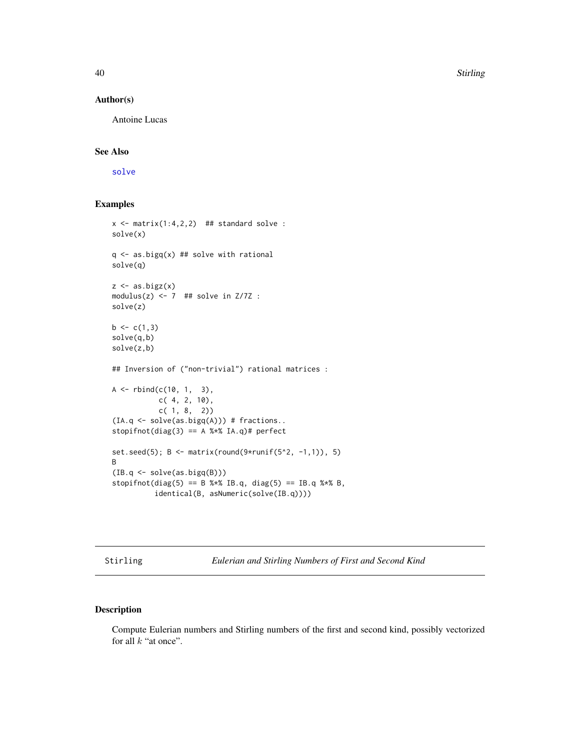## Author(s)

Antoine Lucas

## See Also

solve

## Examples

```
x <- matrix(1:4,2,2)  ## standard solve :
solve(x)

q <- as.bigq(x) ## solve with rational
solve(q)

z <- as.bigz(x)
modulus(z) <- 7  ## solve in Z/7Z :
solve(z)

b <- c(1,3)
solve(q,b)
solve(z,b)

## Inversion of ("non-trivial") rational matrices :

A <- rbind(c(10, 1,  3),
           c( 4, 2, 10),
           c( 1, 8,  2))
(IA.q <- solve(as.bigq(A))) # fractions..
stopifnot(diag(3) == A %*% IA.q)# perfect

set.seed(5); B <- matrix(round(9*runif(5^2, -1,1)), 5)
B
(IB.q <- solve(as.bigq(B)))
stopifnot(diag(5) == B %*% IB.q, diag(5) == IB.q %*% B,
          identical(B, asNumeric(solve(IB.q))))
```

---

# Stirling — *Eulerian and Stirling Numbers of First and Second Kind*

## Description

Compute Eulerian numbers and Stirling numbers of the first and second kind, possibly vectorized for all $k$ "at once".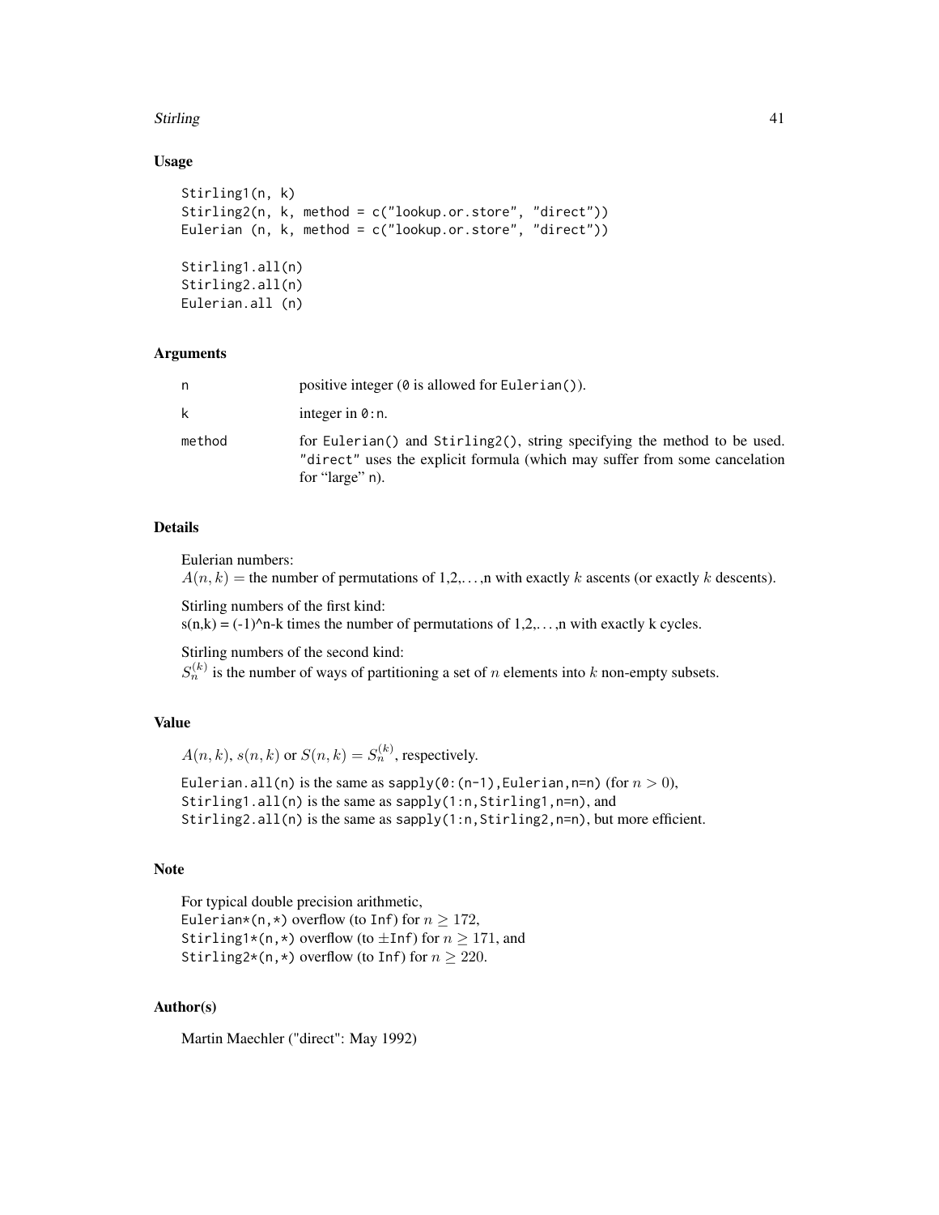## Usage

```
Stirling1(n, k)
Stirling2(n, k, method = c("lookup.or.store", "direct"))
Eulerian (n, k, method = c("lookup.or.store", "direct"))

Stirling1.all(n)
Stirling2.all(n)
Eulerian.all (n)
```

## Arguments

| | |
|---|---|
| n | positive integer (`0` is allowed for `Eulerian()`). |
| k | integer in `0:n`. |
| method | for `Eulerian()` and `Stirling2()`, string specifying the method to be used. `"direct"` uses the explicit formula (which may suffer from some cancelation for "large" `n`). |

## Details

Eulerian numbers:
$A(n, k) =$ the number of permutations of 1,2,…,n with exactly $k$ ascents (or exactly $k$ descents).

Stirling numbers of the first kind:
s(n,k) = (-1)^n-k times the number of permutations of 1,2,…,n with exactly k cycles.

Stirling numbers of the second kind:
$S_n^{(k)}$ is the number of ways of partitioning a set of $n$ elements into $k$ non-empty subsets.

## Value

$A(n, k)$, $s(n, k)$ or $S(n, k) = S_n^{(k)}$, respectively.

`Eulerian.all(n)` is the same as `sapply(0:(n-1),Eulerian,n=n)` (for $n > 0$),
`Stirling1.all(n)` is the same as `sapply(1:n,Stirling1,n=n)`, and
`Stirling2.all(n)` is the same as `sapply(1:n,Stirling2,n=n)`, but more efficient.

## Note

For typical double precision arithmetic,
`Eulerian*(n,*)` overflow (to `Inf`) for $n \geq 172$,
`Stirling1*(n,*)` overflow (to $\pm$`Inf`) for $n \geq 171$, and
`Stirling2*(n,*)` overflow (to `Inf`) for $n \geq 220$.

## Author(s)

Martin Maechler ("direct": May 1992)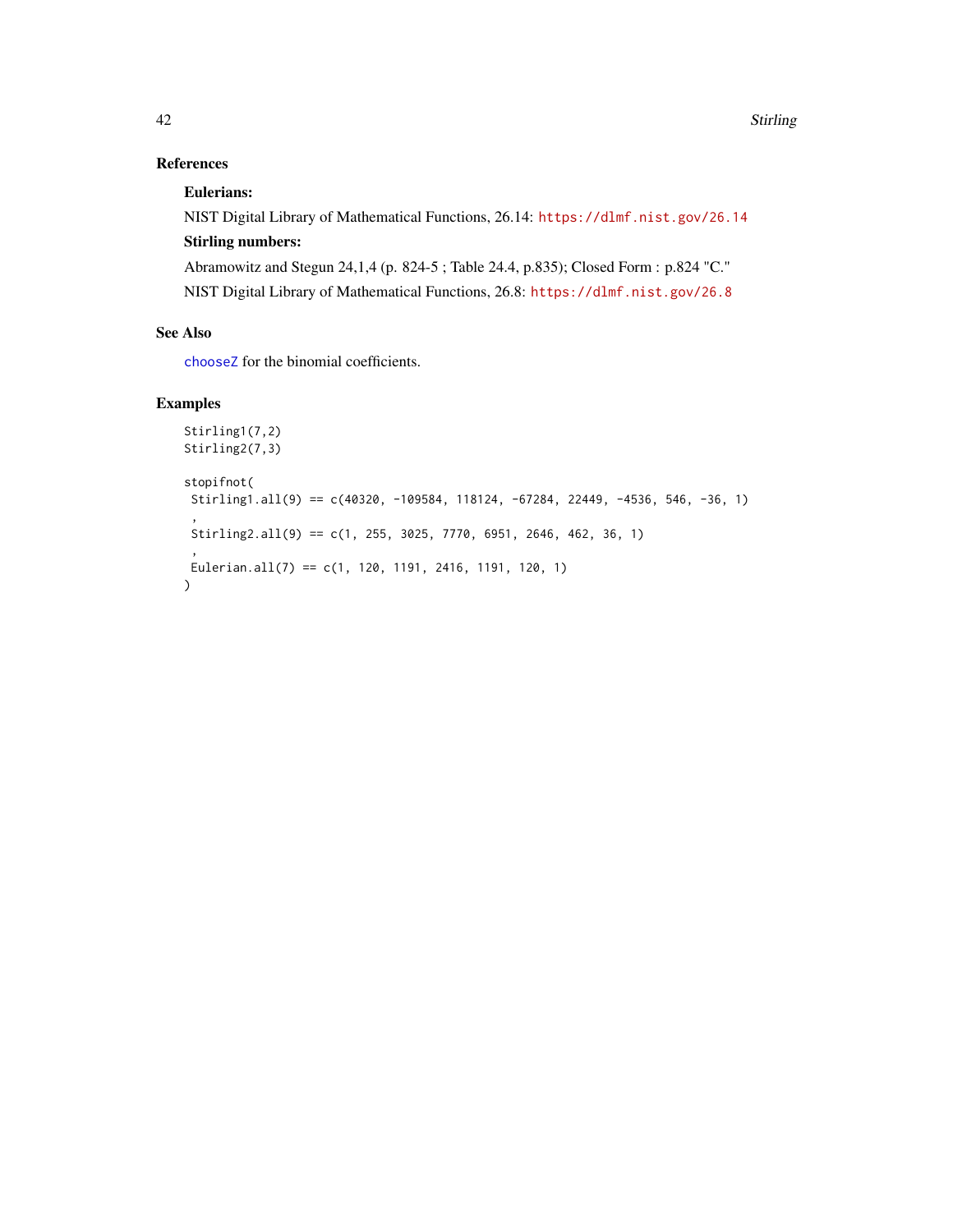## References

### Eulerians:

NIST Digital Library of Mathematical Functions, 26.14: https://dlmf.nist.gov/26.14

### Stirling numbers:

Abramowitz and Stegun 24,1,4 (p. 824-5 ; Table 24.4, p.835); Closed Form : p.824 "C."

NIST Digital Library of Mathematical Functions, 26.8: https://dlmf.nist.gov/26.8

## See Also

chooseZ for the binomial coefficients.

## Examples

```
Stirling1(7,2)
Stirling2(7,3)

stopifnot(
 Stirling1.all(9) == c(40320, -109584, 118124, -67284, 22449, -4536, 546, -36, 1)
 ,
 Stirling2.all(9) == c(1, 255, 3025, 7770, 6951, 2646, 462, 36, 1)
 ,
 Eulerian.all(7) == c(1, 120, 1191, 2416, 1191, 120, 1)
)
```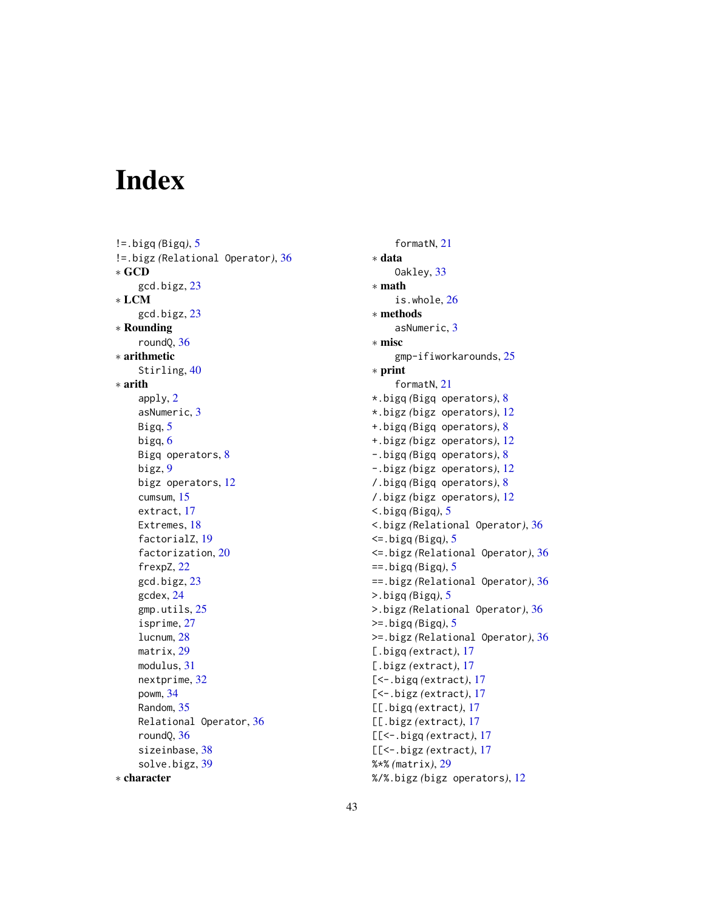# Index

!=.bigq (Bigq), 5
!=.bigz (Relational Operator), 36
∗ GCD
    gcd.bigz, 23
∗ LCM
    gcd.bigz, 23
∗ Rounding
    roundQ, 36
∗ arithmetic
    Stirling, 40
∗ arith
    apply, 2
    asNumeric, 3
    Bigq, 5
    bigq, 6
    Bigq operators, 8
    bigz, 9
    bigz operators, 12
    cumsum, 15
    extract, 17
    Extremes, 18
    factorialZ, 19
    factorization, 20
    frexpZ, 22
    gcd.bigz, 23
    gcdex, 24
    gmp.utils, 25
    isprime, 27
    lucnum, 28
    matrix, 29
    modulus, 31
    nextprime, 32
    powm, 34
    Random, 35
    Relational Operator, 36
    roundQ, 36
    sizeinbase, 38
    solve.bigz, 39
∗ character
    formatN, 21
∗ data
    Oakley, 33
∗ math
    is.whole, 26
∗ methods
    asNumeric, 3
∗ misc
    gmp-ifiworkarounds, 25
∗ print
    formatN, 21
*.bigq (Bigq operators), 8
*.bigz (bigz operators), 12
+.bigq (Bigq operators), 8
+.bigz (bigz operators), 12
-.bigq (Bigq operators), 8
-.bigz (bigz operators), 12
/.bigq (Bigq operators), 8
/.bigz (bigz operators), 12
<.bigq (Bigq), 5
<.bigz (Relational Operator), 36
<=.bigq (Bigq), 5
<=.bigz (Relational Operator), 36
==.bigq (Bigq), 5
==.bigz (Relational Operator), 36
>.bigq (Bigq), 5
>.bigz (Relational Operator), 36
>=.bigq (Bigq), 5
>=.bigz (Relational Operator), 36
[.bigq (extract), 17
[.bigz (extract), 17
[<-.bigq (extract), 17
[<-.bigz (extract), 17
[[.bigq (extract), 17
[[.bigz (extract), 17
[[<-.bigq (extract), 17
[[<-.bigz (extract), 17
%*% (matrix), 29
%/%.bigz (bigz operators), 12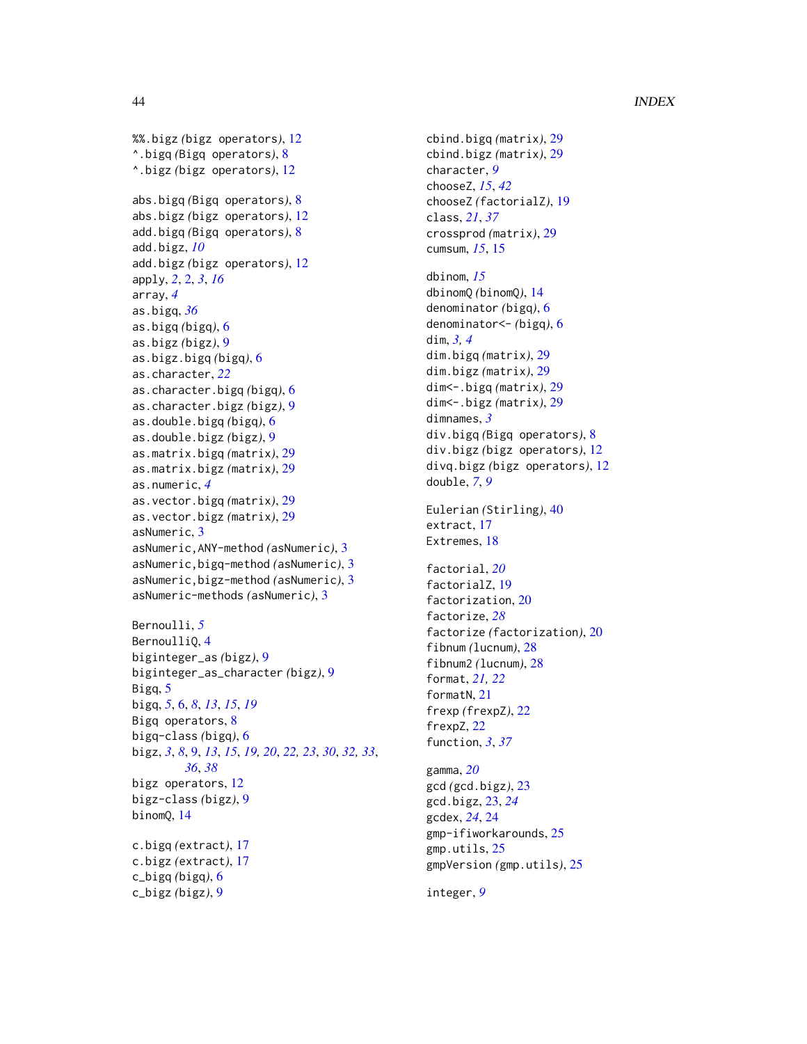%%.bigz *(bigz operators)*, 12
^.bigq *(Bigq operators)*, 8
^.bigz *(bigz operators)*, 12

abs.bigq *(Bigq operators)*, 8
abs.bigz *(bigz operators)*, 12
add.bigq *(Bigq operators)*, 8
add.bigz, *10*
add.bigz *(bigz operators)*, 12
apply, *2*, 2, *3*, *16*
array, *4*
as.bigq, *36*
as.bigq *(bigq)*, 6
as.bigz *(bigz)*, 9
as.bigz.bigq *(bigq)*, 6
as.character, *22*
as.character.bigq *(bigq)*, 6
as.character.bigz *(bigz)*, 9
as.double.bigq *(bigq)*, 6
as.double.bigz *(bigz)*, 9
as.matrix.bigq *(matrix)*, 29
as.matrix.bigz *(matrix)*, 29
as.numeric, *4*
as.vector.bigq *(matrix)*, 29
as.vector.bigz *(matrix)*, 29
asNumeric, 3
asNumeric,ANY-method *(asNumeric)*, 3
asNumeric,bigq-method *(asNumeric)*, 3
asNumeric,bigz-method *(asNumeric)*, 3
asNumeric-methods *(asNumeric)*, 3

Bernoulli, *5*
BernoulliQ, 4
biginteger_as *(bigz)*, 9
biginteger_as_character *(bigz)*, 9
Bigq, 5
bigq, *5*, 6, *8*, *13*, *15*, *19*
Bigq operators, 8
bigq-class *(bigq)*, 6
bigz, *3*, *8*, 9, *13*, *15*, *19*, *20*, *22*, *23*, *30*, *32*, *33*, *36*, *38*
bigz operators, 12
bigz-class *(bigz)*, 9
binomQ, 14

c.bigq *(extract)*, 17
c.bigz *(extract)*, 17
c_bigq *(bigq)*, 6
c_bigz *(bigz)*, 9
cbind.bigq *(matrix)*, 29
cbind.bigz *(matrix)*, 29
character, *9*
chooseZ, *15*, *42*
chooseZ *(factorialZ)*, 19
class, *21*, *37*
crossprod *(matrix)*, 29
cumsum, *15*, 15

dbinom, *15*
dbinomQ *(binomQ)*, 14
denominator *(bigq)*, 6
denominator<- *(bigq)*, 6
dim, *3*, *4*
dim.bigq *(matrix)*, 29
dim.bigz *(matrix)*, 29
dim<-.bigq *(matrix)*, 29
dim<-.bigz *(matrix)*, 29
dimnames, *3*
div.bigq *(Bigq operators)*, 8
div.bigz *(bigz operators)*, 12
divq.bigz *(bigz operators)*, 12
double, *7*, *9*

Eulerian *(Stirling)*, 40
extract, 17
Extremes, 18

factorial, *20*
factorialZ, 19
factorization, 20
factorize, *28*
factorize *(factorization)*, 20
fibnum *(lucnum)*, 28
fibnum2 *(lucnum)*, 28
format, *21*, *22*
formatN, 21
frexp *(frexpZ)*, 22
frexpZ, 22
function, *3*, *37*

gamma, *20*
gcd *(gcd.bigz)*, 23
gcd.bigz, 23, *24*
gcdex, *24*, 24
gmp-ifiworkarounds, 25
gmp.utils, 25
gmpVersion *(gmp.utils)*, 25

integer, *9*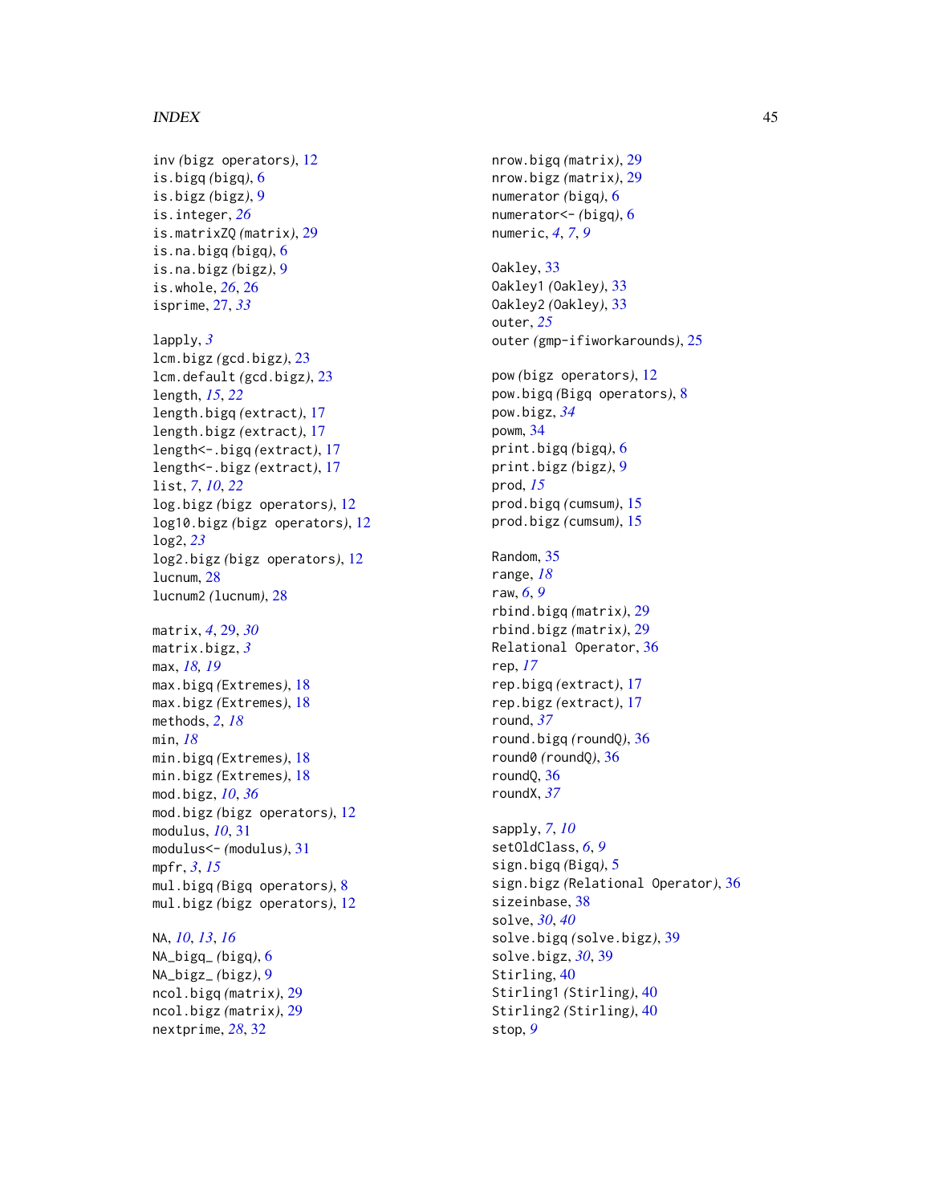inv *(bigz operators)*, 12
is.bigq *(bigq)*, 6
is.bigz *(bigz)*, 9
is.integer, *26*
is.matrixZQ *(matrix)*, 29
is.na.bigq *(bigq)*, 6
is.na.bigz *(bigz)*, 9
is.whole, *26*, 26
isprime, 27, *33*

lapply, *3*
lcm.bigz *(gcd.bigz)*, 23
lcm.default *(gcd.bigz)*, 23
length, *15*, *22*
length.bigq *(extract)*, 17
length.bigz *(extract)*, 17
length<-.bigq *(extract)*, 17
length<-.bigz *(extract)*, 17
list, *7*, *10*, *22*
log.bigz *(bigz operators)*, 12
log10.bigz *(bigz operators)*, 12
log2, *23*
log2.bigz *(bigz operators)*, 12
lucnum, 28
lucnum2 *(lucnum)*, 28

matrix, *4*, 29, *30*
matrix.bigz, *3*
max, *18*, *19*
max.bigq *(Extremes)*, 18
max.bigz *(Extremes)*, 18
methods, *2*, *18*
min, *18*
min.bigq *(Extremes)*, 18
min.bigz *(Extremes)*, 18
mod.bigz, *10*, *36*
mod.bigz *(bigz operators)*, 12
modulus, *10*, 31
modulus<- *(modulus)*, 31
mpfr, *3*, *15*
mul.bigq *(Bigq operators)*, 8
mul.bigz *(bigz operators)*, 12

NA, *10*, *13*, *16*
NA_bigq_ *(bigq)*, 6
NA_bigz_ *(bigz)*, 9
ncol.bigq *(matrix)*, 29
ncol.bigz *(matrix)*, 29
nextprime, *28*, 32

nrow.bigq *(matrix)*, 29
nrow.bigz *(matrix)*, 29
numerator *(bigq)*, 6
numerator<- *(bigq)*, 6
numeric, *4*, *7*, *9*

Oakley, 33
Oakley1 *(Oakley)*, 33
Oakley2 *(Oakley)*, 33
outer, *25*
outer *(gmp-ifiworkarounds)*, 25

pow *(bigz operators)*, 12
pow.bigq *(Bigq operators)*, 8
pow.bigz, *34*
powm, 34
print.bigq *(bigq)*, 6
print.bigz *(bigz)*, 9
prod, *15*
prod.bigq *(cumsum)*, 15
prod.bigz *(cumsum)*, 15

Random, 35
range, *18*
raw, *6*, *9*
rbind.bigq *(matrix)*, 29
rbind.bigz *(matrix)*, 29
Relational Operator, 36
rep, *17*
rep.bigq *(extract)*, 17
rep.bigz *(extract)*, 17
round, *37*
round.bigq *(roundQ)*, 36
round0 *(roundQ)*, 36
roundQ, 36
roundX, *37*

sapply, *7*, *10*
setOldClass, *6*, *9*
sign.bigq *(Bigq)*, 5
sign.bigz *(Relational Operator)*, 36
sizeinbase, 38
solve, *30*, *40*
solve.bigq *(solve.bigz)*, 39
solve.bigz, *30*, 39
Stirling, 40
Stirling1 *(Stirling)*, 40
Stirling2 *(Stirling)*, 40
stop, *9*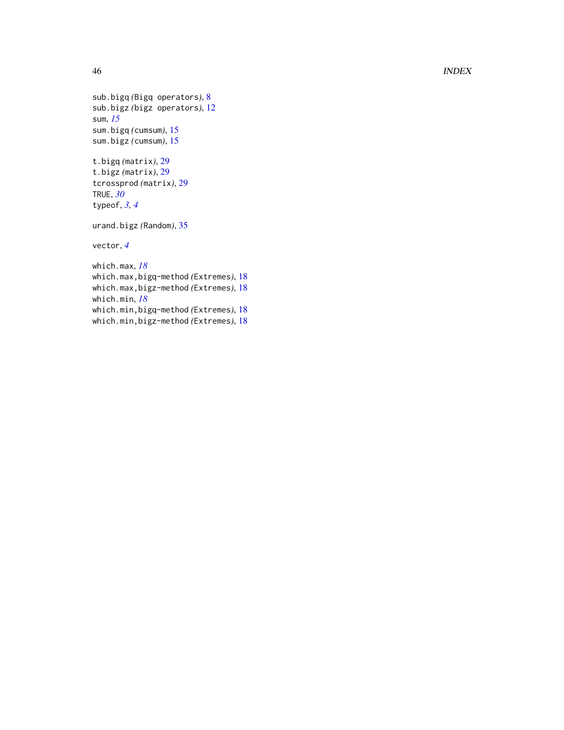sub.bigq *(*Bigq operators*)*, 8
sub.bigz *(*bigz operators*)*, 12
sum, *15*
sum.bigq *(*cumsum*)*, 15
sum.bigz *(*cumsum*)*, 15

t.bigq *(*matrix*)*, 29
t.bigz *(*matrix*)*, 29
tcrossprod *(*matrix*)*, 29
TRUE, *30*
typeof, *3, 4*

urand.bigz *(*Random*)*, 35

vector, *4*

which.max, *18*
which.max,bigq-method *(*Extremes*)*, 18
which.max,bigz-method *(*Extremes*)*, 18
which.min, *18*
which.min,bigq-method *(*Extremes*)*, 18
which.min,bigz-method *(*Extremes*)*, 18